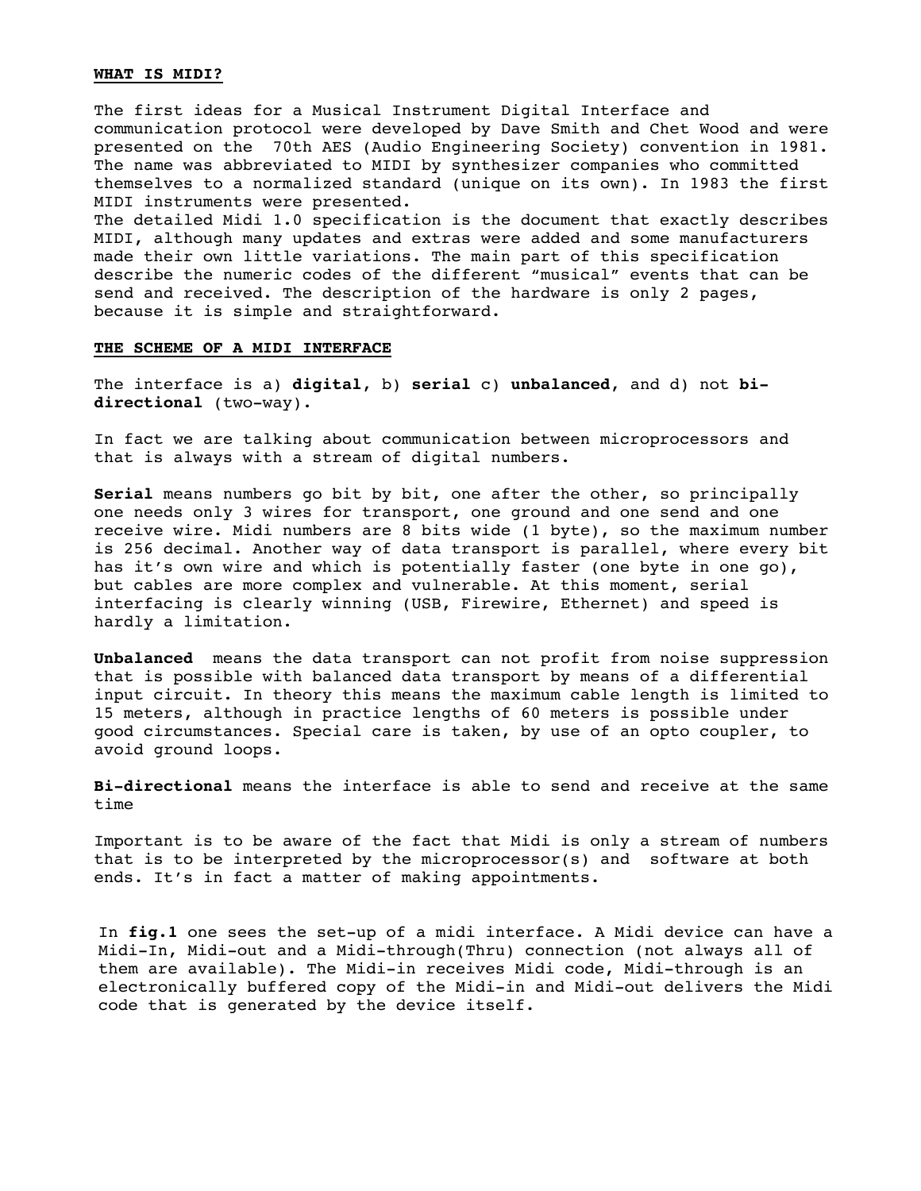## WHAT IS MIDI?

The first ideas for a Musical Instrument Digital Interface and communication protocol were developed by Dave Smith and Chet Wood and were presented on the 70th AES (Audio Engineering Society) convention in 1981. The name was abbreviated to MIDI by synthesizer companies who committed themselves to a normalized standard (unique on its own). In 1983 the first MIDI instruments were presented.
The detailed Midi 1.0 specification is the document that exactly describes MIDI, although many updates and extras were added and some manufacturers made their own little variations. The main part of this specification describe the numeric codes of the different "musical" events that can be send and received. The description of the hardware is only 2 pages, because it is simple and straightforward.

## THE SCHEME OF A MIDI INTERFACE

The interface is a) **digital**, b) **serial** c) **unbalanced**, and d) not **bi-directional** (two-way).

In fact we are talking about communication between microprocessors and that is always with a stream of digital numbers.

**Serial** means numbers go bit by bit, one after the other, so principally one needs only 3 wires for transport, one ground and one send and one receive wire. Midi numbers are 8 bits wide (1 byte), so the maximum number is 256 decimal. Another way of data transport is parallel, where every bit has it's own wire and which is potentially faster (one byte in one go), but cables are more complex and vulnerable. At this moment, serial interfacing is clearly winning (USB, Firewire, Ethernet) and speed is hardly a limitation.

**Unbalanced** means the data transport can not profit from noise suppression that is possible with balanced data transport by means of a differential input circuit. In theory this means the maximum cable length is limited to 15 meters, although in practice lengths of 60 meters is possible under good circumstances. Special care is taken, by use of an opto coupler, to avoid ground loops.

**Bi-directional** means the interface is able to send and receive at the same time

Important is to be aware of the fact that Midi is only a stream of numbers that is to be interpreted by the microprocessor(s) and software at both ends. It's in fact a matter of making appointments.

In **fig.1** one sees the set-up of a midi interface. A Midi device can have a Midi-In, Midi-out and a Midi-through(Thru) connection (not always all of them are available). The Midi-in receives Midi code, Midi-through is an electronically buffered copy of the Midi-in and Midi-out delivers the Midi code that is generated by the device itself.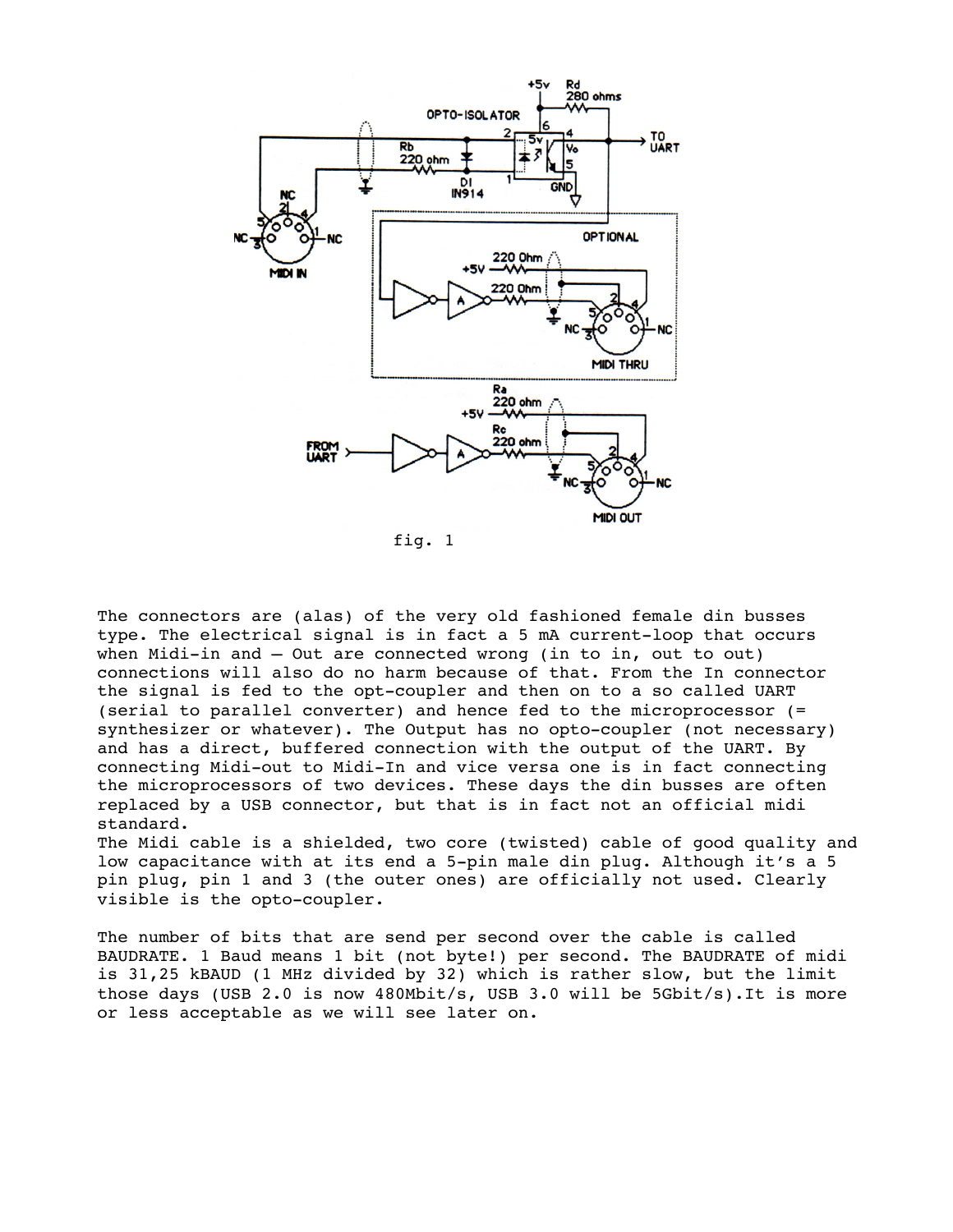fig. 1

The connectors are (alas) of the very old fashioned female din busses type. The electrical signal is in fact a 5 mA current-loop that occurs when Midi-in and – Out are connected wrong (in to in, out to out) connections will also do no harm because of that. From the In connector the signal is fed to the opt-coupler and then on to a so called UART (serial to parallel converter) and hence fed to the microprocessor (= synthesizer or whatever). The Output has no opto-coupler (not necessary) and has a direct, buffered connection with the output of the UART. By connecting Midi-out to Midi-In and vice versa one is in fact connecting the microprocessors of two devices. These days the din busses are often replaced by a USB connector, but that is in fact not an official midi standard.
The Midi cable is a shielded, two core (twisted) cable of good quality and low capacitance with at its end a 5-pin male din plug. Although it's a 5 pin plug, pin 1 and 3 (the outer ones) are officially not used. Clearly visible is the opto-coupler.

The number of bits that are send per second over the cable is called BAUDRATE. 1 Baud means 1 bit (not byte!) per second. The BAUDRATE of midi is 31,25 kBAUD (1 MHz divided by 32) which is rather slow, but the limit those days (USB 2.0 is now 480Mbit/s, USB 3.0 will be 5Gbit/s).It is more or less acceptable as we will see later on.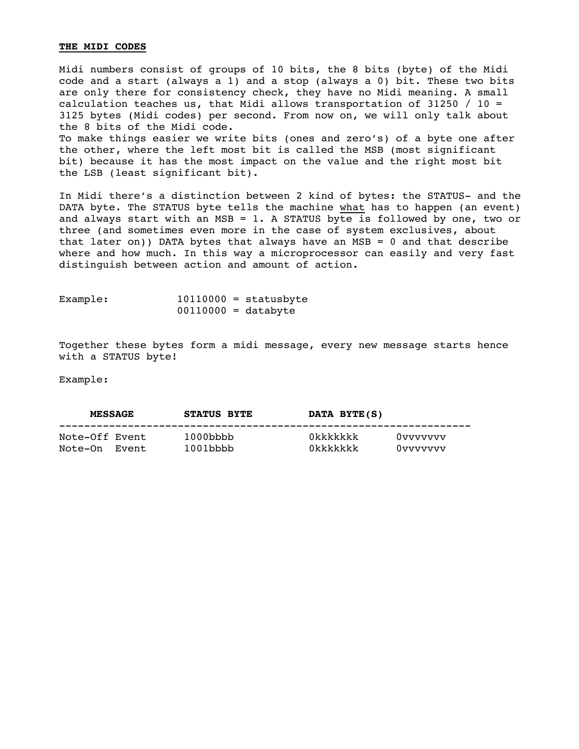## THE MIDI CODES

Midi numbers consist of groups of 10 bits, the 8 bits (byte) of the Midi code and a start (always a 1) and a stop (always a 0) bit. These two bits are only there for consistency check, they have no Midi meaning. A small calculation teaches us, that Midi allows transportation of 31250 / 10 = 3125 bytes (Midi codes) per second. From now on, we will only talk about the 8 bits of the Midi code.
To make things easier we write bits (ones and zero's) of a byte one after the other, where the left most bit is called the MSB (most significant bit) because it has the most impact on the value and the right most bit the LSB (least significant bit).

In Midi there's a distinction between 2 kind of bytes: the STATUS- and the DATA byte. The STATUS byte tells the machine <u>what</u> has to happen (an event) and always start with an MSB = 1. A STATUS byte is followed by one, two or three (and sometimes even more in the case of system exclusives, about that later on)) DATA bytes that always have an MSB = 0 and that describe where and how much. In this way a microprocessor can easily and very fast distinguish between action and amount of action.

```
Example:          10110000 = statusbyte
                  00110000 = databyte
```

Together these bytes form a midi message, every new message starts hence with a STATUS byte!

Example:

| MESSAGE | STATUS BYTE | DATA BYTE(S) | |
|---|---|---|---|
| Note-Off Event | 1000bbbb | 0kkkkkkk | 0vvvvvvv |
| Note-On Event | 1001bbbb | 0kkkkkkk | 0vvvvvvv |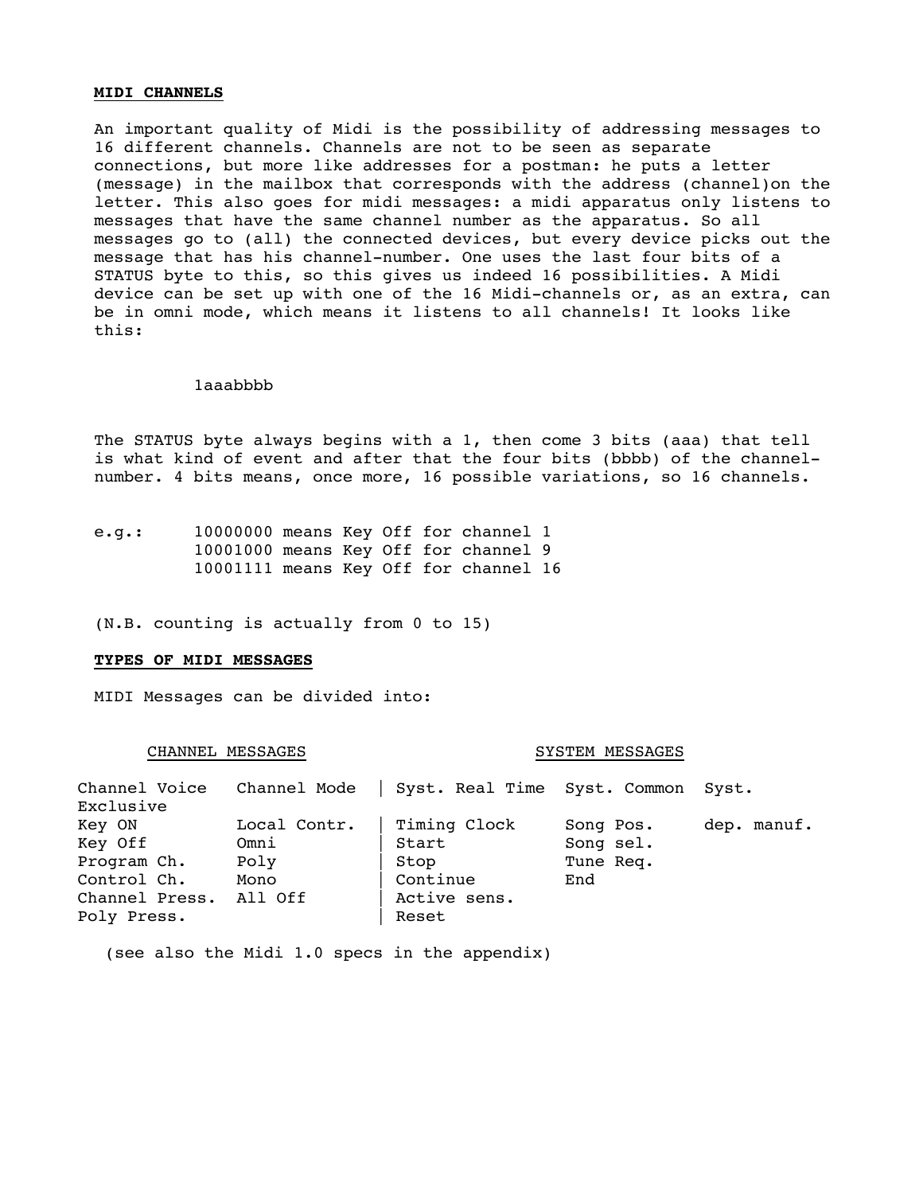**MIDI CHANNELS**

An important quality of Midi is the possibility of addressing messages to 16 different channels. Channels are not to be seen as separate connections, but more like addresses for a postman: he puts a letter (message) in the mailbox that corresponds with the address (channel)on the letter. This also goes for midi messages: a midi apparatus only listens to messages that have the same channel number as the apparatus. So all messages go to (all) the connected devices, but every device picks out the message that has his channel-number. One uses the last four bits of a STATUS byte to this, so this gives us indeed 16 possibilities. A Midi device can be set up with one of the 16 Midi-channels or, as an extra, can be in omni mode, which means it listens to all channels! It looks like this:

```
1aaabbbb
```

The STATUS byte always begins with a 1, then come 3 bits (aaa) that tell is what kind of event and after that the four bits (bbbb) of the channel-number. 4 bits means, once more, 16 possible variations, so 16 channels.

```
e.g.:     10000000 means Key Off for channel 1
          10001000 means Key Off for channel 9
          10001111 means Key Off for channel 16
```

(N.B. counting is actually from 0 to 15)

**TYPES OF MIDI MESSAGES**

MIDI Messages can be divided into:

| CHANNEL MESSAGES | | SYSTEM MESSAGES | | |
|---|---|---|---|---|
| Channel Voice | Channel Mode | Syst. Real Time | Syst. Common | Syst. Exclusive |
| Key ON | Local Contr. | Timing Clock | Song Pos. | dep. manuf. |
| Key Off | Omni | Start | Song sel. | |
| Program Ch. | Poly | Stop | Tune Req. | |
| Control Ch. | Mono | Continue | End | |
| Channel Press. | All Off | Active sens. | | |
| Poly Press. | | Reset | | |

(see also the Midi 1.0 specs in the appendix)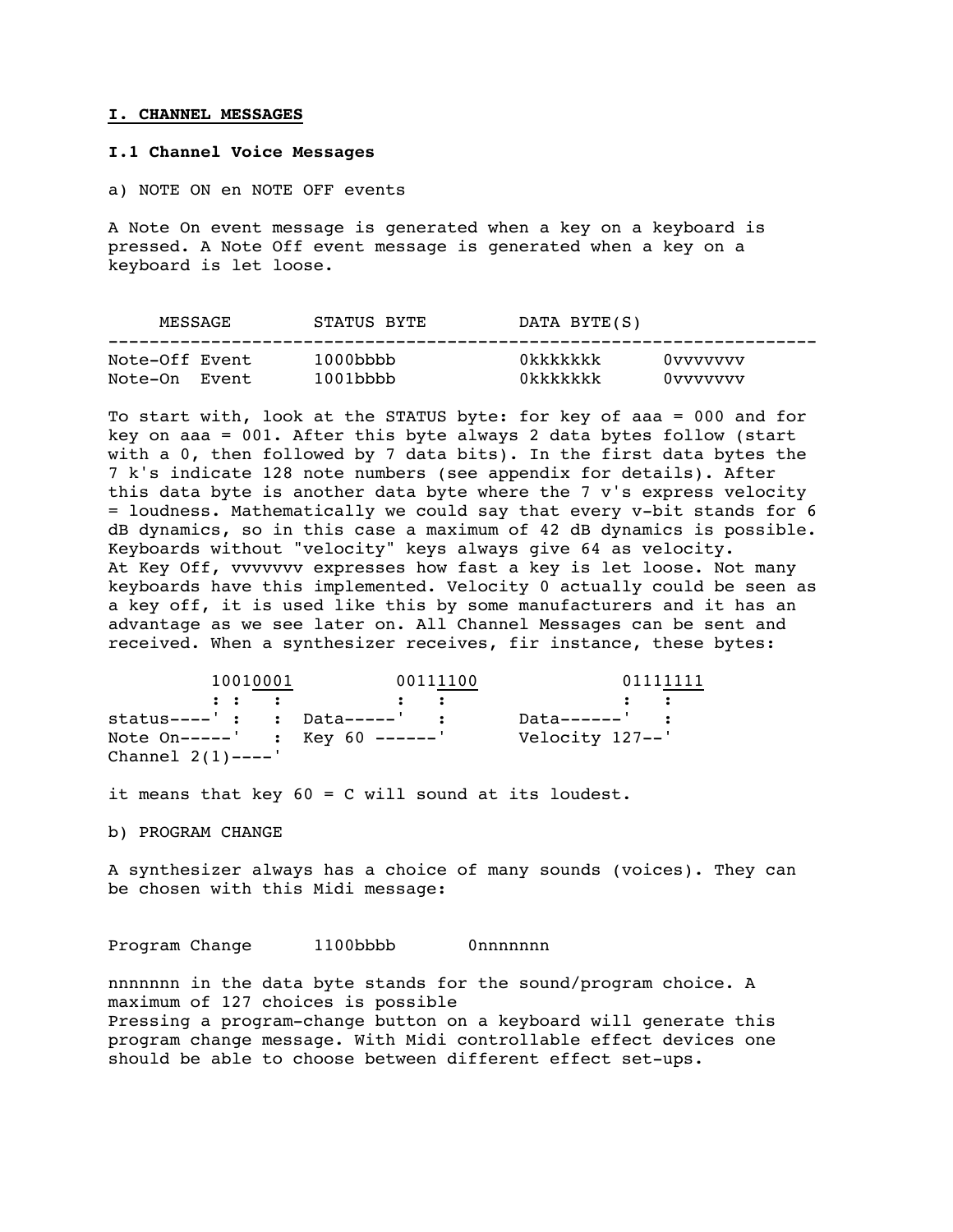**I. CHANNEL MESSAGES**

**I.1 Channel Voice Messages**

a) NOTE ON en NOTE OFF events

A Note On event message is generated when a key on a keyboard is pressed. A Note Off event message is generated when a key on a keyboard is let loose.

| MESSAGE | STATUS BYTE | DATA BYTE(S) | |
|---|---|---|---|
| Note-Off Event | 1000bbbb | 0kkkkkkk | 0vvvvvvv |
| Note-On Event | 1001bbbb | 0kkkkkkk | 0vvvvvvv |

To start with, look at the STATUS byte: for key of aaa = 000 and for key on aaa = 001. After this byte always 2 data bytes follow (start with a 0, then followed by 7 data bits). In the first data bytes the 7 k's indicate 128 note numbers (see appendix for details). After this data byte is another data byte where the 7 v's express velocity = loudness. Mathematically we could say that every v-bit stands for 6 dB dynamics, so in this case a maximum of 42 dB dynamics is possible. Keyboards without "velocity" keys always give 64 as velocity.
At Key Off, vvvvvvv expresses how fast a key is let loose. Not many keyboards have this implemented. Velocity 0 actually could be seen as a key off, it is used like this by some manufacturers and it has an advantage as we see later on. All Channel Messages can be sent and received. When a synthesizer receives, fir instance, these bytes:

```
         10010001         00111100           01111111
         : :   :             :   :              :   :
status----' :   :  Data-----'   :       Data------'   :
Note On-----'   :  Key 60 ------'       Velocity 127--'
Channel 2(1)----'
```

it means that key 60 = C will sound at its loudest.

b) PROGRAM CHANGE

A synthesizer always has a choice of many sounds (voices). They can be chosen with this Midi message:

| | | |
|---|---|---|
| Program Change | 1100bbbb | 0nnnnnnn |

nnnnnnn in the data byte stands for the sound/program choice. A maximum of 127 choices is possible
Pressing a program-change button on a keyboard will generate this program change message. With Midi controllable effect devices one should be able to choose between different effect set-ups.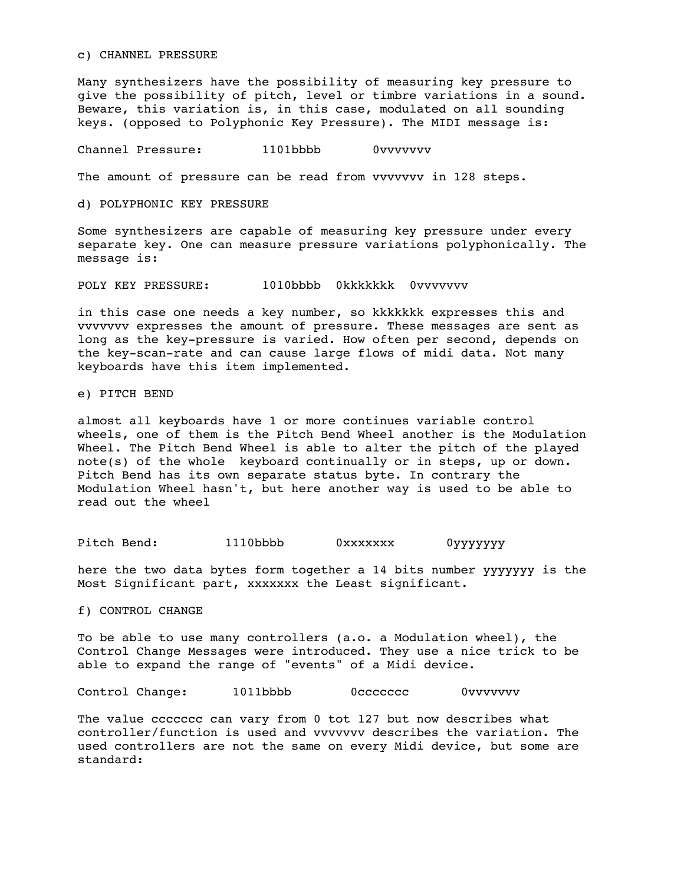c) CHANNEL PRESSURE

Many synthesizers have the possibility of measuring key pressure to give the possibility of pitch, level or timbre variations in a sound. Beware, this variation is, in this case, modulated on all sounding keys. (opposed to Polyphonic Key Pressure). The MIDI message is:

```
Channel Pressure:        1101bbbb       0vvvvvvv
```

The amount of pressure can be read from vvvvvvv in 128 steps.

d) POLYPHONIC KEY PRESSURE

Some synthesizers are capable of measuring key pressure under every separate key. One can measure pressure variations polyphonically. The message is:

```
POLY KEY PRESSURE:       1010bbbb  0kkkkkkk  0vvvvvvv
```

in this case one needs a key number, so kkkkkkk expresses this and vvvvvvv expresses the amount of pressure. These messages are sent as long as the key-pressure is varied. How often per second, depends on the key-scan-rate and can cause large flows of midi data. Not many keyboards have this item implemented.

e) PITCH BEND

almost all keyboards have 1 or more continues variable control wheels, one of them is the Pitch Bend Wheel another is the Modulation Wheel. The Pitch Bend Wheel is able to alter the pitch of the played note(s) of the whole keyboard continually or in steps, up or down. Pitch Bend has its own separate status byte. In contrary the Modulation Wheel hasn't, but here another way is used to be able to read out the wheel

```
Pitch Bend:         1110bbbb       0xxxxxxx       0yyyyyyy
```

here the two data bytes form together a 14 bits number yyyyyyy is the Most Significant part, xxxxxxx the Least significant.

f) CONTROL CHANGE

To be able to use many controllers (a.o. a Modulation wheel), the Control Change Messages were introduced. They use a nice trick to be able to expand the range of "events" of a Midi device.

```
Control Change:      1011bbbb        0ccccccc       0vvvvvvv
```

The value ccccccc can vary from 0 tot 127 but now describes what controller/function is used and vvvvvvv describes the variation. The used controllers are not the same on every Midi device, but some are standard: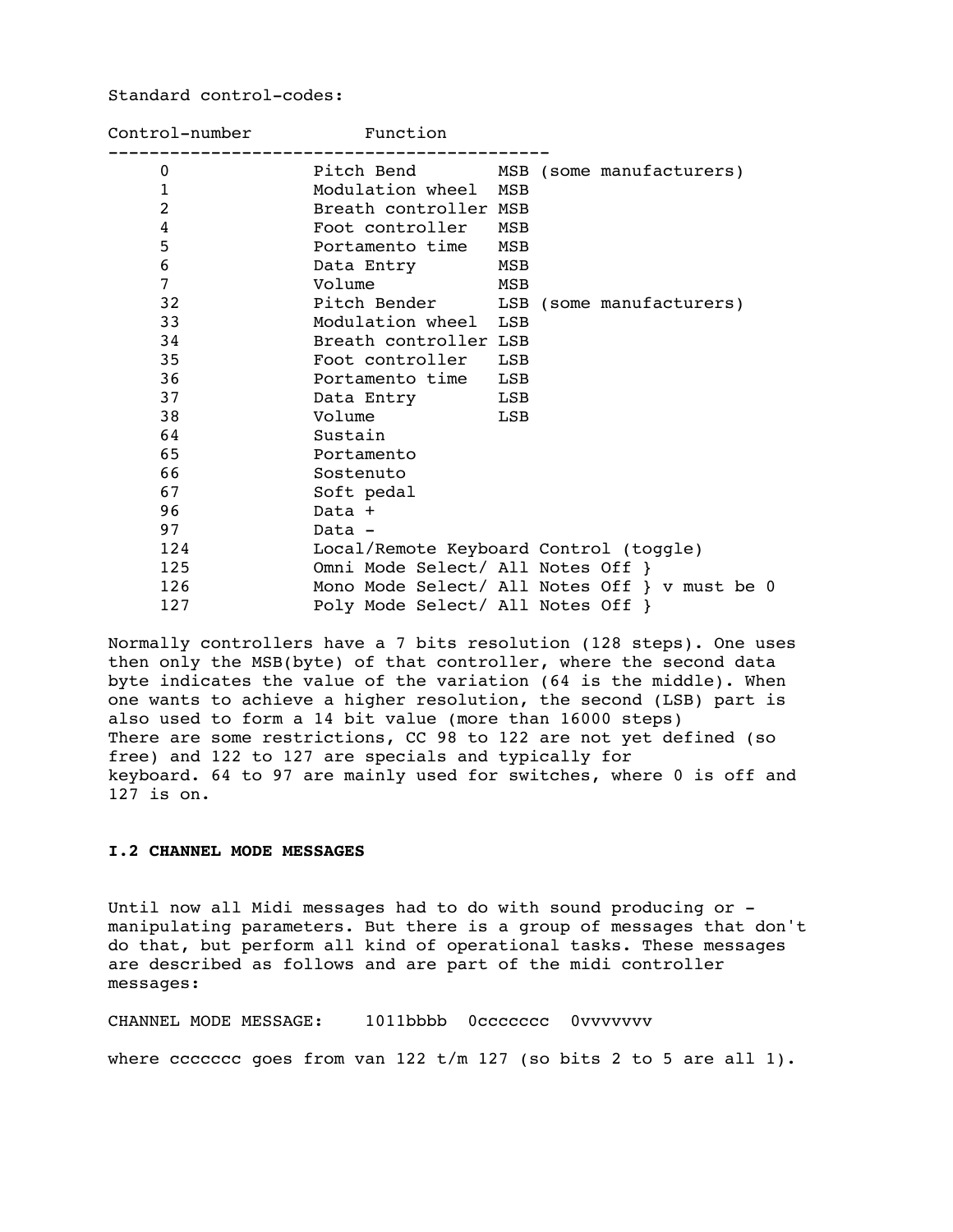Standard control-codes:

| Control-number | Function | | |
|---|---|---|---|
| 0 | Pitch Bend | MSB | (some manufacturers) |
| 1 | Modulation wheel | MSB | |
| 2 | Breath controller | MSB | |
| 4 | Foot controller | MSB | |
| 5 | Portamento time | MSB | |
| 6 | Data Entry | MSB | |
| 7 | Volume | MSB | |
| 32 | Pitch Bender | LSB | (some manufacturers) |
| 33 | Modulation wheel | LSB | |
| 34 | Breath controller | LSB | |
| 35 | Foot controller | LSB | |
| 36 | Portamento time | LSB | |
| 37 | Data Entry | LSB | |
| 38 | Volume | LSB | |
| 64 | Sustain | | |
| 65 | Portamento | | |
| 66 | Sostenuto | | |
| 67 | Soft pedal | | |
| 96 | Data + | | |
| 97 | Data - | | |
| 124 | Local/Remote Keyboard Control (toggle) | | |
| 125 | Omni Mode Select/ All Notes Off } | | |
| 126 | Mono Mode Select/ All Notes Off } v must be 0 | | |
| 127 | Poly Mode Select/ All Notes Off } | | |

Normally controllers have a 7 bits resolution (128 steps). One uses then only the MSB(byte) of that controller, where the second data byte indicates the value of the variation (64 is the middle). When one wants to achieve a higher resolution, the second (LSB) part is also used to form a 14 bit value (more than 16000 steps)
There are some restrictions, CC 98 to 122 are not yet defined (so free) and 122 to 127 are specials and typically for keyboard. 64 to 97 are mainly used for switches, where 0 is off and 127 is on.

**I.2 CHANNEL MODE MESSAGES**

Until now all Midi messages had to do with sound producing or -manipulating parameters. But there is a group of messages that don't do that, but perform all kind of operational tasks. These messages are described as follows and are part of the midi controller messages:

```
CHANNEL MODE MESSAGE:    1011bbbb  0ccccccc  0vvvvvvv
```

where ccccccc goes from van 122 t/m 127 (so bits 2 to 5 are all 1).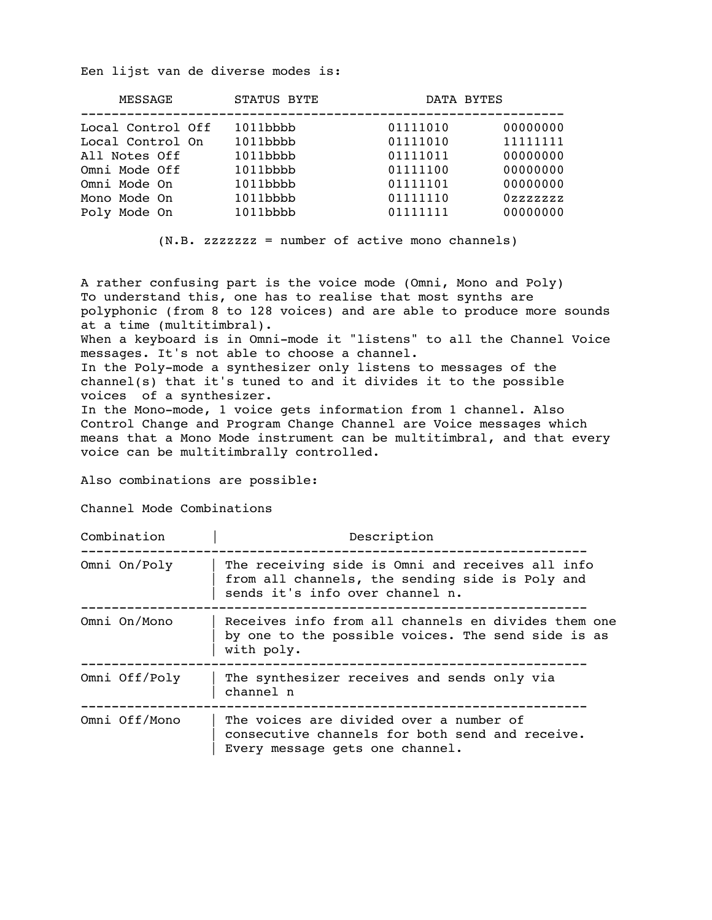Een lijst van de diverse modes is:

| MESSAGE | STATUS BYTE | DATA BYTES | |
|---|---|---|---|
| Local Control Off | 1011bbbb | 01111010 | 00000000 |
| Local Control On | 1011bbbb | 01111010 | 11111111 |
| All Notes Off | 1011bbbb | 01111011 | 00000000 |
| Omni Mode Off | 1011bbbb | 01111100 | 00000000 |
| Omni Mode On | 1011bbbb | 01111101 | 00000000 |
| Mono Mode On | 1011bbbb | 01111110 | 0zzzzzzz |
| Poly Mode On | 1011bbbb | 01111111 | 00000000 |

(N.B. zzzzzzz = number of active mono channels)

A rather confusing part is the voice mode (Omni, Mono and Poly)
To understand this, one has to realise that most synths are polyphonic (from 8 to 128 voices) and are able to produce more sounds at a time (multitimbral).
When a keyboard is in Omni-mode it "listens" to all the Channel Voice messages. It's not able to choose a channel.
In the Poly-mode a synthesizer only listens to messages of the channel(s) that it's tuned to and it divides it to the possible voices of a synthesizer.
In the Mono-mode, 1 voice gets information from 1 channel. Also Control Change and Program Change Channel are Voice messages which means that a Mono Mode instrument can be multitimbral, and that every voice can be multitimbrally controlled.

Also combinations are possible:

Channel Mode Combinations

| Combination | Description |
|---|---|
| Omni On/Poly | The receiving side is Omni and receives all info from all channels, the sending side is Poly and sends it's info over channel n. |
| Omni On/Mono | Receives info from all channels en divides them one by one to the possible voices. The send side is as with poly. |
| Omni Off/Poly | The synthesizer receives and sends only via channel n |
| Omni Off/Mono | The voices are divided over a number of consecutive channels for both send and receive. Every message gets one channel. |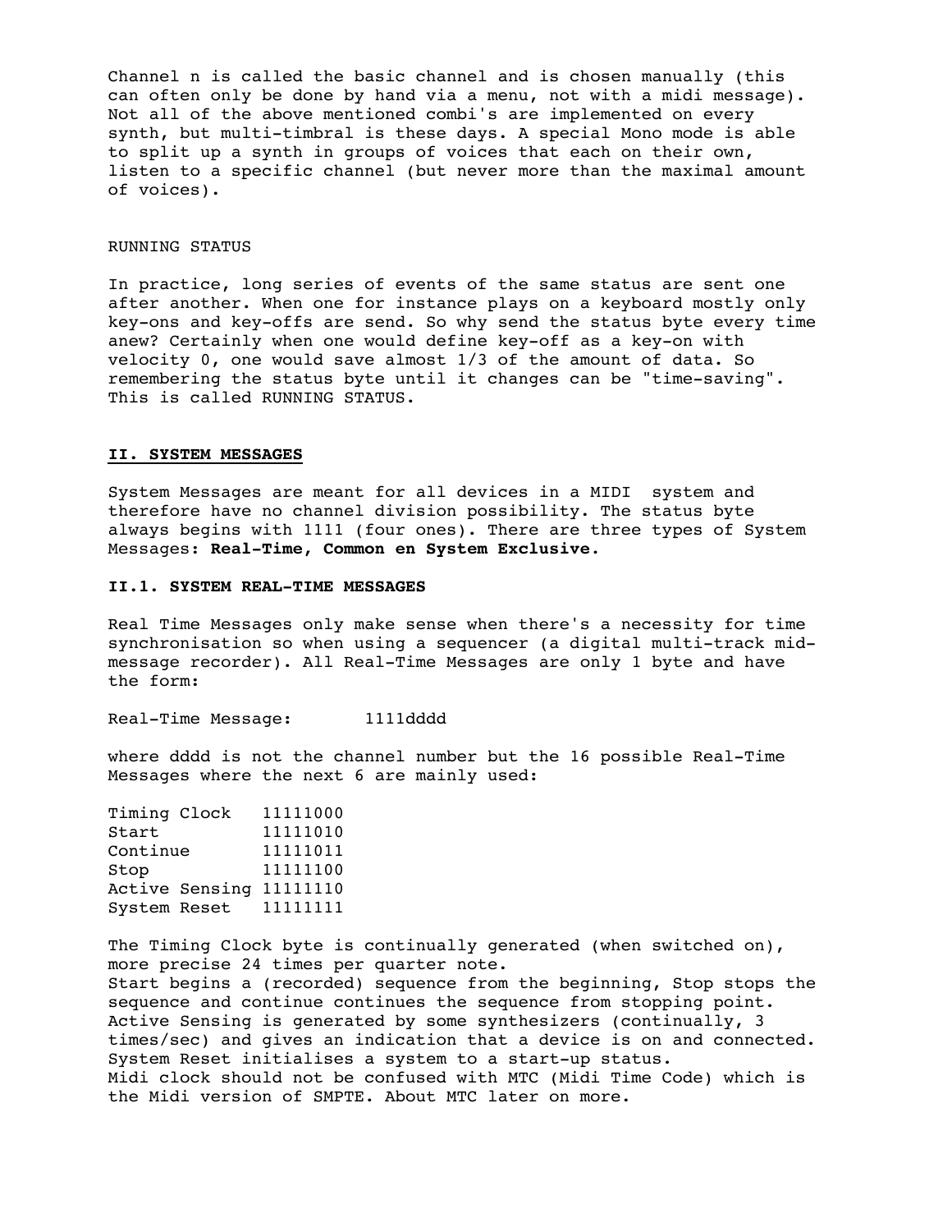Channel n is called the basic channel and is chosen manually (this can often only be done by hand via a menu, not with a midi message). Not all of the above mentioned combi's are implemented on every synth, but multi-timbral is these days. A special Mono mode is able to split up a synth in groups of voices that each on their own, listen to a specific channel (but never more than the maximal amount of voices).

RUNNING STATUS

In practice, long series of events of the same status are sent one after another. When one for instance plays on a keyboard mostly only key-ons and key-offs are send. So why send the status byte every time anew? Certainly when one would define key-off as a key-on with velocity 0, one would save almost 1/3 of the amount of data. So remembering the status byte until it changes can be "time-saving". This is called RUNNING STATUS.

## II. SYSTEM MESSAGES

System Messages are meant for all devices in a MIDI system and therefore have no channel division possibility. The status byte always begins with 1111 (four ones). There are three types of System Messages**: Real-Time, Common en System Exclusive.**

### II.1. SYSTEM REAL-TIME MESSAGES

Real Time Messages only make sense when there's a necessity for time synchronisation so when using a sequencer (a digital multi-track mid-message recorder). All Real-Time Messages are only 1 byte and have the form:

```
Real-Time Message:       1111dddd
```

where dddd is not the channel number but the 16 possible Real-Time Messages where the next 6 are mainly used:

```
Timing Clock   11111000
Start          11111010
Continue       11111011
Stop           11111100
Active Sensing 11111110
System Reset   11111111
```

The Timing Clock byte is continually generated (when switched on), more precise 24 times per quarter note.
Start begins a (recorded) sequence from the beginning, Stop stops the sequence and continue continues the sequence from stopping point.
Active Sensing is generated by some synthesizers (continually, 3 times/sec) and gives an indication that a device is on and connected.
System Reset initialises a system to a start-up status.
Midi clock should not be confused with MTC (Midi Time Code) which is the Midi version of SMPTE. About MTC later on more.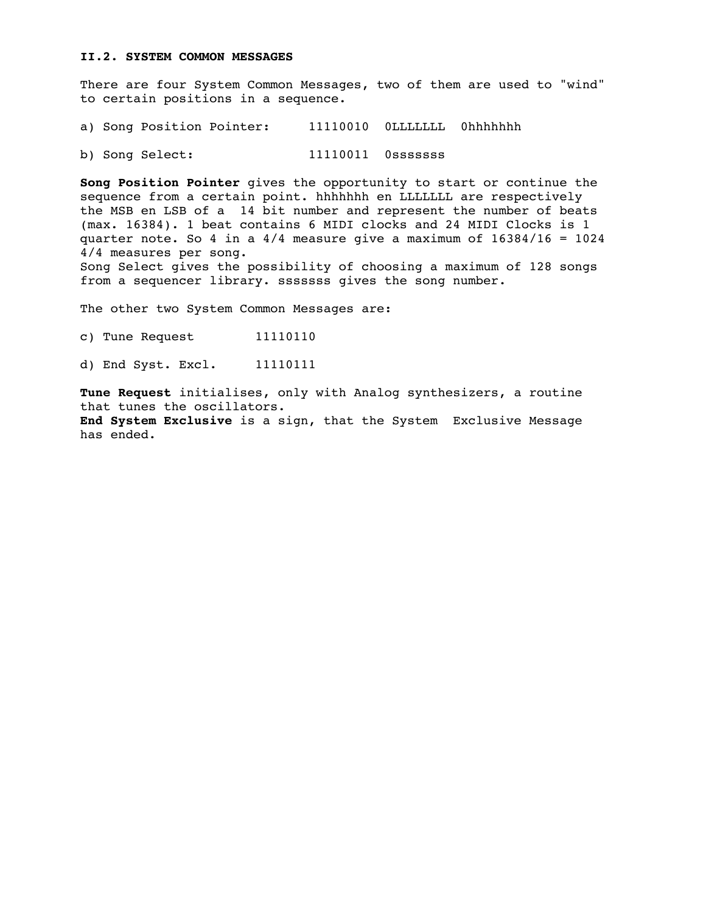## II.2. SYSTEM COMMON MESSAGES

There are four System Common Messages, two of them are used to "wind" to certain positions in a sequence.

a) Song Position Pointer:     11110010  0LLLLLLL  0hhhhhhh

b) Song Select:               11110011  0sssssss

**Song Position Pointer** gives the opportunity to start or continue the sequence from a certain point. hhhhhhh en LLLLLLL are respectively the MSB en LSB of a 14 bit number and represent the number of beats (max. 16384). 1 beat contains 6 MIDI clocks and 24 MIDI Clocks is 1 quarter note. So 4 in a 4/4 measure give a maximum of 16384/16 = 1024 4/4 measures per song.
Song Select gives the possibility of choosing a maximum of 128 songs from a sequencer library. sssssss gives the song number.

The other two System Common Messages are:

c) Tune Request        11110110

d) End Syst. Excl.     11110111

**Tune Request** initialises, only with Analog synthesizers, a routine that tunes the oscillators.
**End System Exclusive** is a sign, that the System Exclusive Message has ended.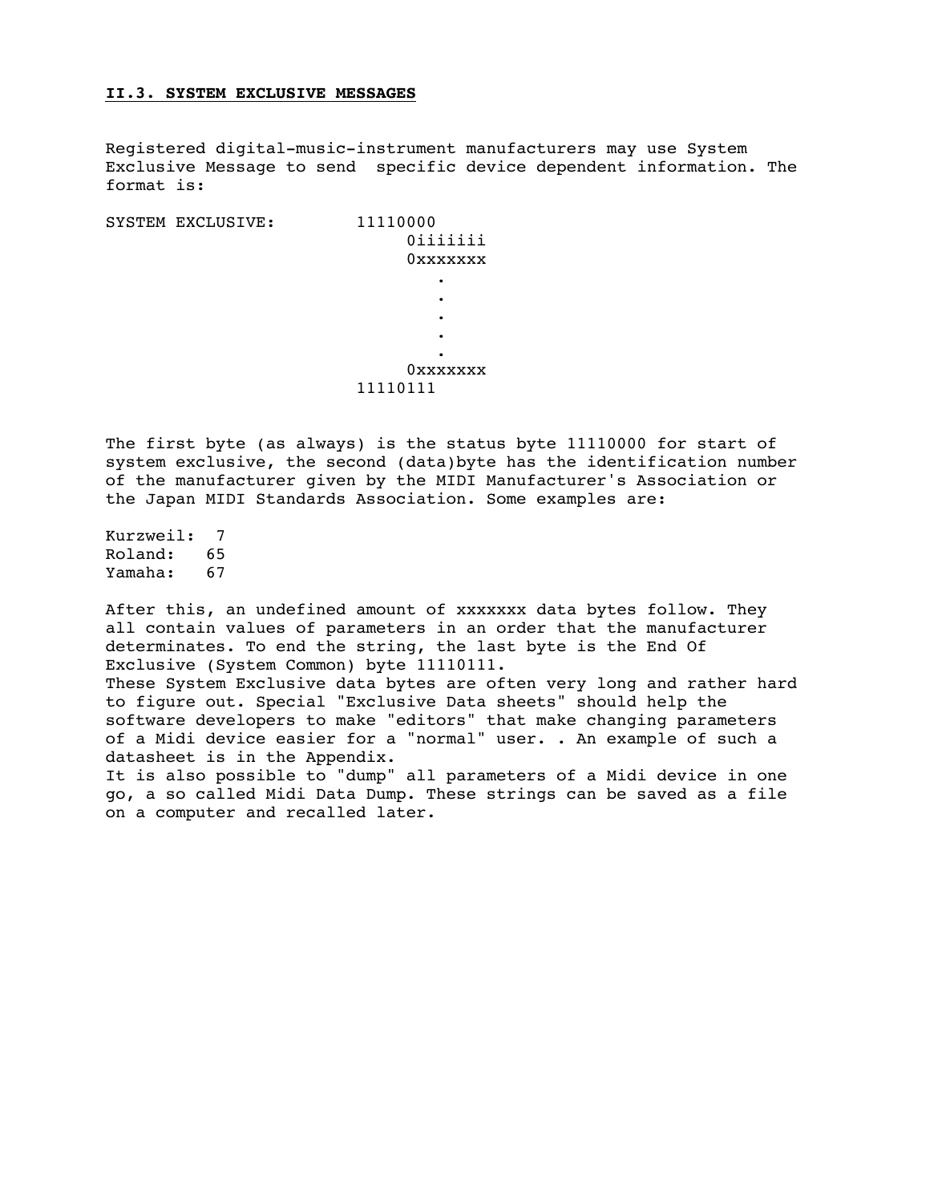## II.3. SYSTEM EXCLUSIVE MESSAGES

Registered digital-music-instrument manufacturers may use System Exclusive Message to send specific device dependent information. The format is:

```
SYSTEM EXCLUSIVE:        11110000
                              0iiiiiii
                              0xxxxxxx
                                 .
                                 .
                                 .
                                 .
                                 .
                              0xxxxxxx
                         11110111
```

The first byte (as always) is the status byte 11110000 for start of system exclusive, the second (data)byte has the identification number of the manufacturer given by the MIDI Manufacturer's Association or the Japan MIDI Standards Association. Some examples are:

Kurzweil:  7
Roland:   65
Yamaha:   67

After this, an undefined amount of xxxxxxx data bytes follow. They all contain values of parameters in an order that the manufacturer determinates. To end the string, the last byte is the End Of Exclusive (System Common) byte 11110111.
These System Exclusive data bytes are often very long and rather hard to figure out. Special "Exclusive Data sheets" should help the software developers to make "editors" that make changing parameters of a Midi device easier for a "normal" user. . An example of such a datasheet is in the Appendix.
It is also possible to "dump" all parameters of a Midi device in one go, a so called Midi Data Dump. These strings can be saved as a file on a computer and recalled later.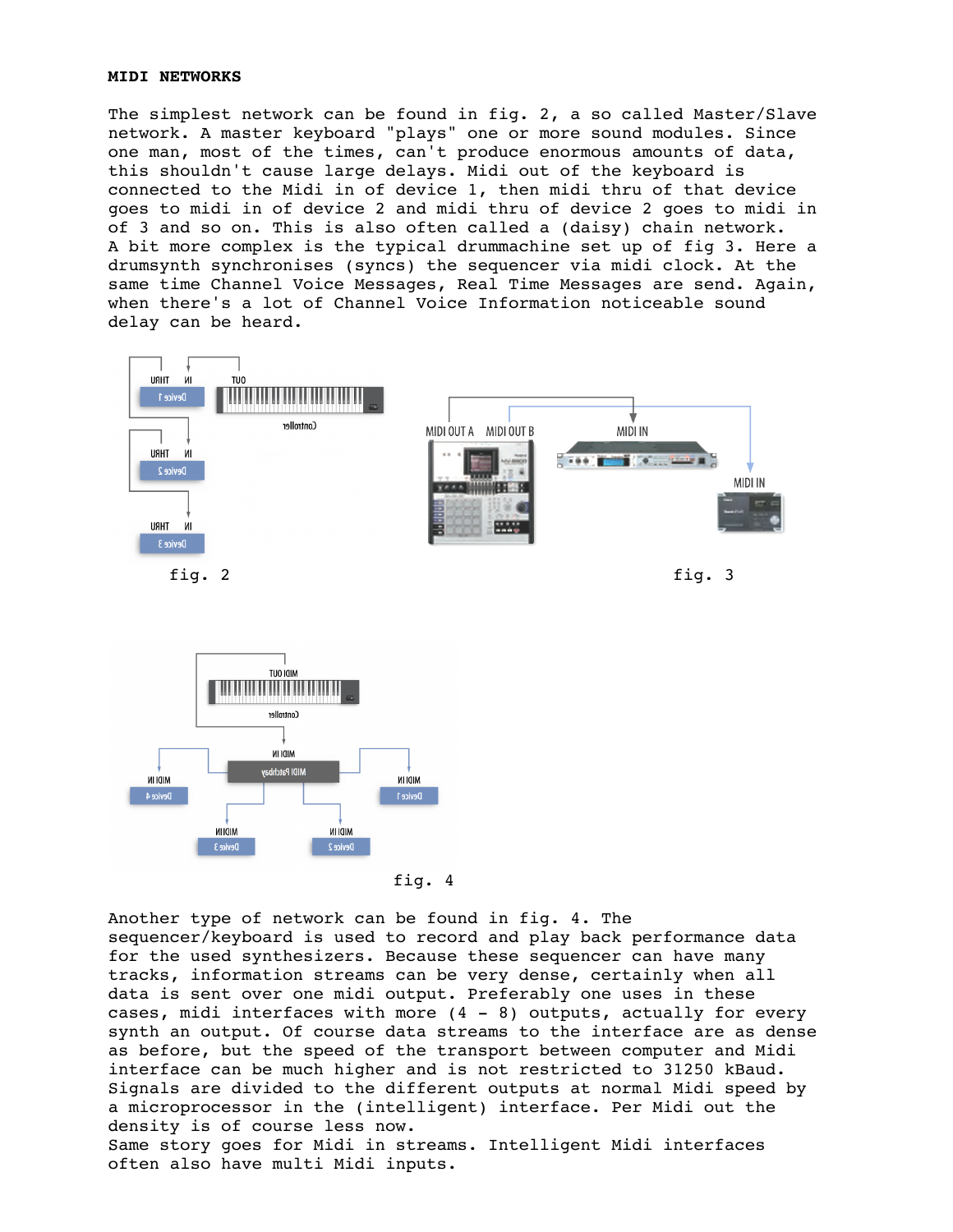**MIDI NETWORKS**

The simplest network can be found in fig. 2, a so called Master/Slave network. A master keyboard "plays" one or more sound modules. Since one man, most of the times, can't produce enormous amounts of data, this shouldn't cause large delays. Midi out of the keyboard is connected to the Midi in of device 1, then midi thru of that device goes to midi in of device 2 and midi thru of device 2 goes to midi in of 3 and so on. This is also often called a (daisy) chain network. A bit more complex is the typical drummachine set up of fig 3. Here a drumsynth synchronises (syncs) the sequencer via midi clock. At the same time Channel Voice Messages, Real Time Messages are send. Again, when there's a lot of Channel Voice Information noticeable sound delay can be heard.

fig. 2

fig. 3

fig. 4

Another type of network can be found in fig. 4. The sequencer/keyboard is used to record and play back performance data for the used synthesizers. Because these sequencer can have many tracks, information streams can be very dense, certainly when all data is sent over one midi output. Preferably one uses in these cases, midi interfaces with more (4 - 8) outputs, actually for every synth an output. Of course data streams to the interface are as dense as before, but the speed of the transport between computer and Midi interface can be much higher and is not restricted to 31250 kBaud. Signals are divided to the different outputs at normal Midi speed by a microprocessor in the (intelligent) interface. Per Midi out the density is of course less now.
Same story goes for Midi in streams. Intelligent Midi interfaces often also have multi Midi inputs.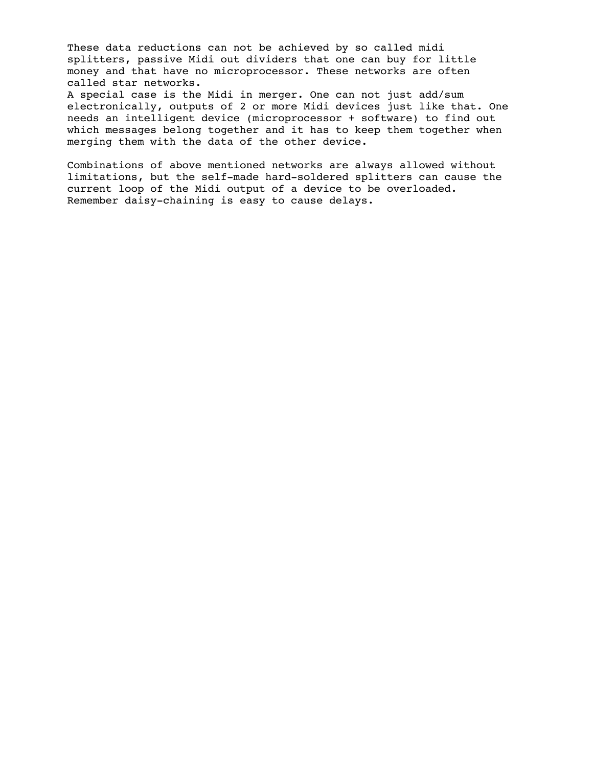These data reductions can not be achieved by so called midi splitters, passive Midi out dividers that one can buy for little money and that have no microprocessor. These networks are often called star networks.
A special case is the Midi in merger. One can not just add/sum electronically, outputs of 2 or more Midi devices just like that. One needs an intelligent device (microprocessor + software) to find out which messages belong together and it has to keep them together when merging them with the data of the other device.

Combinations of above mentioned networks are always allowed without limitations, but the self-made hard-soldered splitters can cause the current loop of the Midi output of a device to be overloaded.
Remember daisy-chaining is easy to cause delays.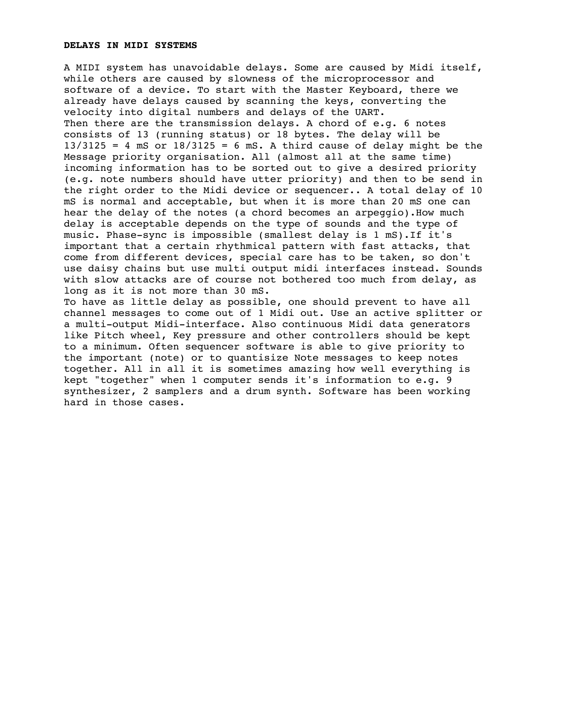**DELAYS IN MIDI SYSTEMS**

A MIDI system has unavoidable delays. Some are caused by Midi itself, while others are caused by slowness of the microprocessor and software of a device. To start with the Master Keyboard, there we already have delays caused by scanning the keys, converting the velocity into digital numbers and delays of the UART.
Then there are the transmission delays. A chord of e.g. 6 notes consists of 13 (running status) or 18 bytes. The delay will be 13/3125 = 4 mS or 18/3125 = 6 mS. A third cause of delay might be the Message priority organisation. All (almost all at the same time) incoming information has to be sorted out to give a desired priority (e.g. note numbers should have utter priority) and then to be send in the right order to the Midi device or sequencer.. A total delay of 10 mS is normal and acceptable, but when it is more than 20 mS one can hear the delay of the notes (a chord becomes an arpeggio).How much delay is acceptable depends on the type of sounds and the type of music. Phase-sync is impossible (smallest delay is 1 mS).If it's important that a certain rhythmical pattern with fast attacks, that come from different devices, special care has to be taken, so don't use daisy chains but use multi output midi interfaces instead. Sounds with slow attacks are of course not bothered too much from delay, as long as it is not more than 30 mS.
To have as little delay as possible, one should prevent to have all channel messages to come out of 1 Midi out. Use an active splitter or a multi-output Midi-interface. Also continuous Midi data generators like Pitch wheel, Key pressure and other controllers should be kept to a minimum. Often sequencer software is able to give priority to the important (note) or to quantisize Note messages to keep notes together. All in all it is sometimes amazing how well everything is kept "together" when 1 computer sends it's information to e.g. 9 synthesizer, 2 samplers and a drum synth. Software has been working hard in those cases.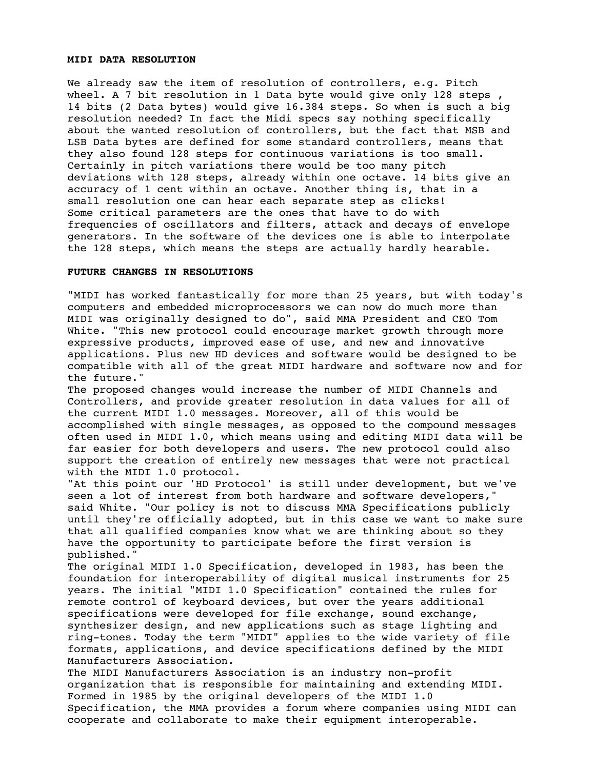## MIDI DATA RESOLUTION

We already saw the item of resolution of controllers, e.g. Pitch wheel. A 7 bit resolution in 1 Data byte would give only 128 steps , 14 bits (2 Data bytes) would give 16.384 steps. So when is such a big resolution needed? In fact the Midi specs say nothing specifically about the wanted resolution of controllers, but the fact that MSB and LSB Data bytes are defined for some standard controllers, means that they also found 128 steps for continuous variations is too small. Certainly in pitch variations there would be too many pitch deviations with 128 steps, already within one octave. 14 bits give an accuracy of 1 cent within an octave. Another thing is, that in a small resolution one can hear each separate step as clicks!
Some critical parameters are the ones that have to do with frequencies of oscillators and filters, attack and decays of envelope generators. In the software of the devices one is able to interpolate the 128 steps, which means the steps are actually hardly hearable.

## FUTURE CHANGES IN RESOLUTIONS

"MIDI has worked fantastically for more than 25 years, but with today's computers and embedded microprocessors we can now do much more than MIDI was originally designed to do", said MMA President and CEO Tom White. "This new protocol could encourage market growth through more expressive products, improved ease of use, and new and innovative applications. Plus new HD devices and software would be designed to be compatible with all of the great MIDI hardware and software now and for the future."
The proposed changes would increase the number of MIDI Channels and Controllers, and provide greater resolution in data values for all of the current MIDI 1.0 messages. Moreover, all of this would be accomplished with single messages, as opposed to the compound messages often used in MIDI 1.0, which means using and editing MIDI data will be far easier for both developers and users. The new protocol could also support the creation of entirely new messages that were not practical with the MIDI 1.0 protocol.
"At this point our 'HD Protocol' is still under development, but we've seen a lot of interest from both hardware and software developers," said White. "Our policy is not to discuss MMA Specifications publicly until they're officially adopted, but in this case we want to make sure that all qualified companies know what we are thinking about so they have the opportunity to participate before the first version is published."
The original MIDI 1.0 Specification, developed in 1983, has been the foundation for interoperability of digital musical instruments for 25 years. The initial "MIDI 1.0 Specification" contained the rules for remote control of keyboard devices, but over the years additional specifications were developed for file exchange, sound exchange, synthesizer design, and new applications such as stage lighting and ring-tones. Today the term "MIDI" applies to the wide variety of file formats, applications, and device specifications defined by the MIDI Manufacturers Association.
The MIDI Manufacturers Association is an industry non-profit organization that is responsible for maintaining and extending MIDI. Formed in 1985 by the original developers of the MIDI 1.0 Specification, the MMA provides a forum where companies using MIDI can cooperate and collaborate to make their equipment interoperable.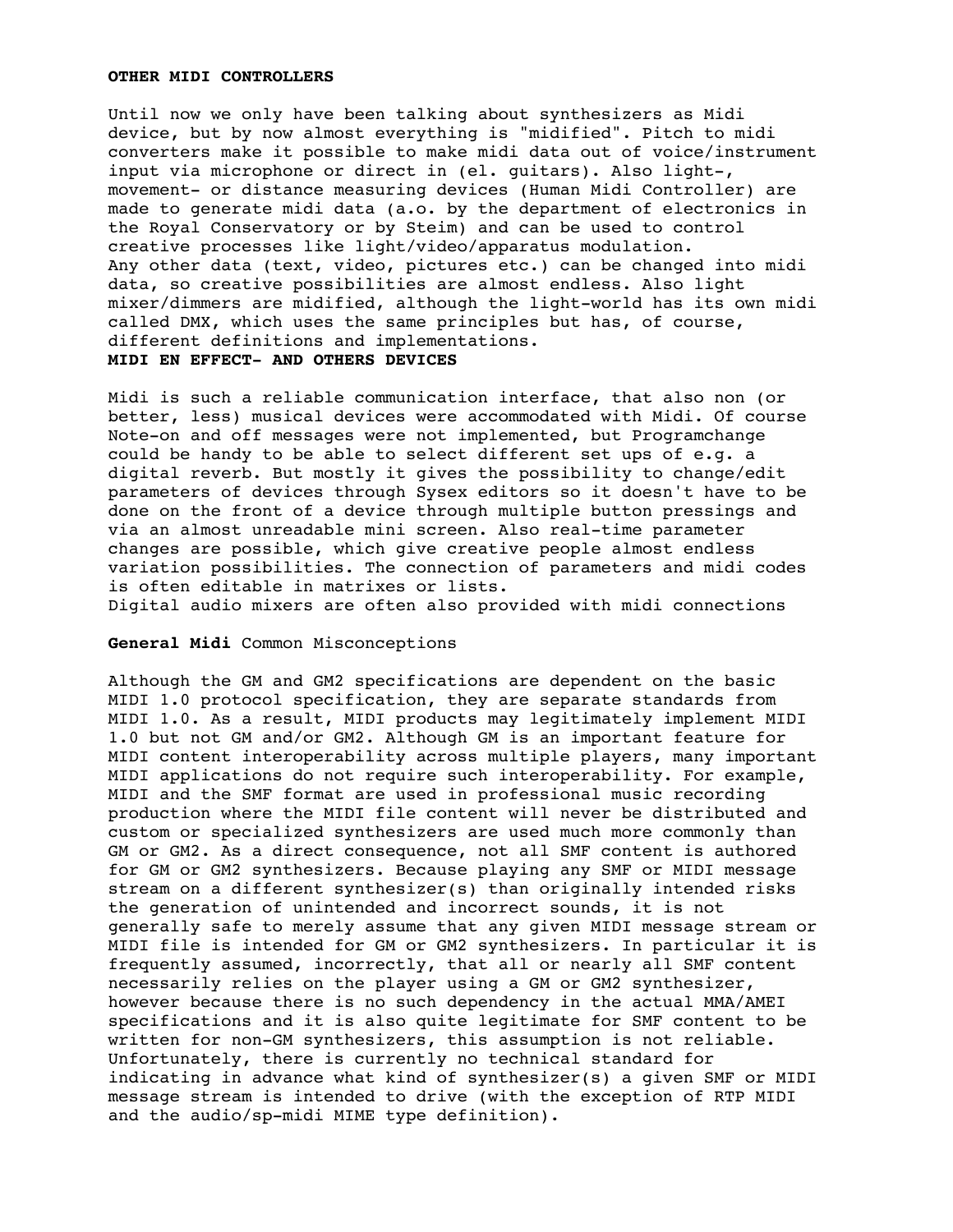**OTHER MIDI CONTROLLERS**

Until now we only have been talking about synthesizers as Midi device, but by now almost everything is "midified". Pitch to midi converters make it possible to make midi data out of voice/instrument input via microphone or direct in (el. guitars). Also light-, movement- or distance measuring devices (Human Midi Controller) are made to generate midi data (a.o. by the department of electronics in the Royal Conservatory or by Steim) and can be used to control creative processes like light/video/apparatus modulation.
Any other data (text, video, pictures etc.) can be changed into midi data, so creative possibilities are almost endless. Also light mixer/dimmers are midified, although the light-world has its own midi called DMX, which uses the same principles but has, of course, different definitions and implementations.

**MIDI EN EFFECT- AND OTHERS DEVICES**

Midi is such a reliable communication interface, that also non (or better, less) musical devices were accommodated with Midi. Of course Note-on and off messages were not implemented, but Programchange could be handy to be able to select different set ups of e.g. a digital reverb. But mostly it gives the possibility to change/edit parameters of devices through Sysex editors so it doesn't have to be done on the front of a device through multiple button pressings and via an almost unreadable mini screen. Also real-time parameter changes are possible, which give creative people almost endless variation possibilities. The connection of parameters and midi codes is often editable in matrixes or lists.
Digital audio mixers are often also provided with midi connections

**General Midi** Common Misconceptions

Although the GM and GM2 specifications are dependent on the basic MIDI 1.0 protocol specification, they are separate standards from MIDI 1.0. As a result, MIDI products may legitimately implement MIDI 1.0 but not GM and/or GM2. Although GM is an important feature for MIDI content interoperability across multiple players, many important MIDI applications do not require such interoperability. For example, MIDI and the SMF format are used in professional music recording production where the MIDI file content will never be distributed and custom or specialized synthesizers are used much more commonly than GM or GM2. As a direct consequence, not all SMF content is authored for GM or GM2 synthesizers. Because playing any SMF or MIDI message stream on a different synthesizer(s) than originally intended risks the generation of unintended and incorrect sounds, it is not generally safe to merely assume that any given MIDI message stream or MIDI file is intended for GM or GM2 synthesizers. In particular it is frequently assumed, incorrectly, that all or nearly all SMF content necessarily relies on the player using a GM or GM2 synthesizer, however because there is no such dependency in the actual MMA/AMEI specifications and it is also quite legitimate for SMF content to be written for non-GM synthesizers, this assumption is not reliable. Unfortunately, there is currently no technical standard for indicating in advance what kind of synthesizer(s) a given SMF or MIDI message stream is intended to drive (with the exception of RTP MIDI and the audio/sp-midi MIME type definition).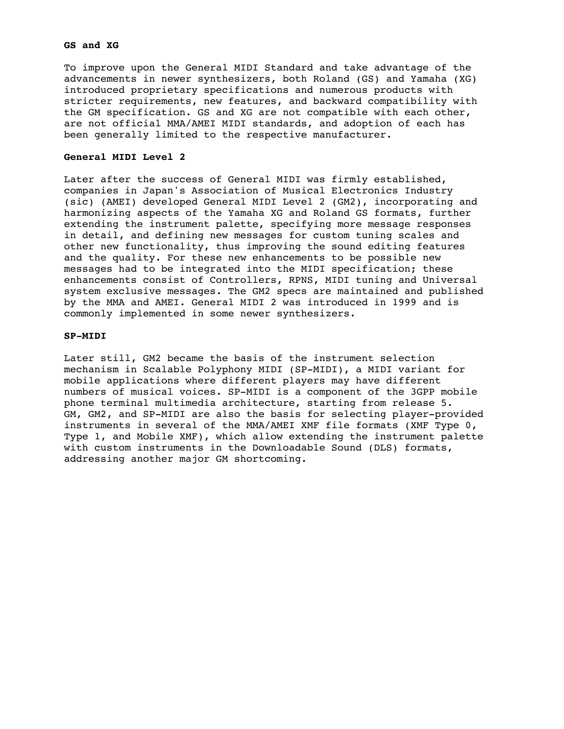**GS and XG**

To improve upon the General MIDI Standard and take advantage of the advancements in newer synthesizers, both Roland (GS) and Yamaha (XG) introduced proprietary specifications and numerous products with stricter requirements, new features, and backward compatibility with the GM specification. GS and XG are not compatible with each other, are not official MMA/AMEI MIDI standards, and adoption of each has been generally limited to the respective manufacturer.

**General MIDI Level 2**

Later after the success of General MIDI was firmly established, companies in Japan's Association of Musical Electronics Industry (sic) (AMEI) developed General MIDI Level 2 (GM2), incorporating and harmonizing aspects of the Yamaha XG and Roland GS formats, further extending the instrument palette, specifying more message responses in detail, and defining new messages for custom tuning scales and other new functionality, thus improving the sound editing features and the quality. For these new enhancements to be possible new messages had to be integrated into the MIDI specification; these enhancements consist of Controllers, RPNS, MIDI tuning and Universal system exclusive messages. The GM2 specs are maintained and published by the MMA and AMEI. General MIDI 2 was introduced in 1999 and is commonly implemented in some newer synthesizers.

**SP-MIDI**

Later still, GM2 became the basis of the instrument selection mechanism in Scalable Polyphony MIDI (SP-MIDI), a MIDI variant for mobile applications where different players may have different numbers of musical voices. SP-MIDI is a component of the 3GPP mobile phone terminal multimedia architecture, starting from release 5. GM, GM2, and SP-MIDI are also the basis for selecting player-provided instruments in several of the MMA/AMEI XMF file formats (XMF Type 0, Type 1, and Mobile XMF), which allow extending the instrument palette with custom instruments in the Downloadable Sound (DLS) formats, addressing another major GM shortcoming.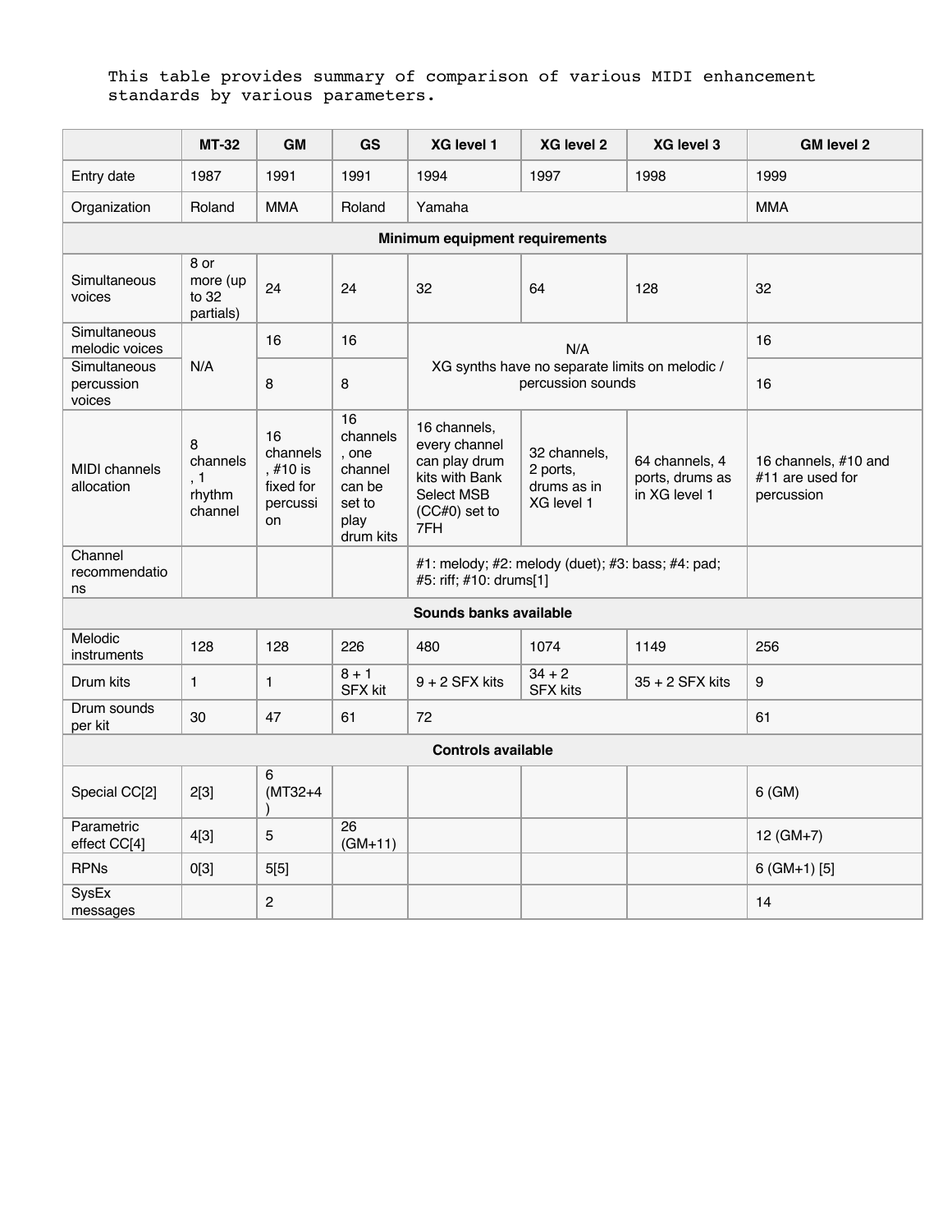This table provides summary of comparison of various MIDI enhancement standards by various parameters.

| | MT-32 | GM | GS | XG level 1 | XG level 2 | XG level 3 | GM level 2 |
|---|---|---|---|---|---|---|---|
| Entry date | 1987 | 1991 | 1991 | 1994 | 1997 | 1998 | 1999 |
| Organization | Roland | MMA | Roland | Yamaha | | | MMA |
| **Minimum equipment requirements** | | | | | | | |
| Simultaneous voices | 8 or more (up to 32 partials) | 24 | 24 | 32 | 64 | 128 | 32 |
| Simultaneous melodic voices | N/A | 16 | 16 | N/A XG synths have no separate limits on melodic / percussion sounds | | | 16 |
| Simultaneous percussion voices | | 8 | 8 | | | | 16 |
| MIDI channels allocation | 8 channels, 1 rhythm channel | 16 channels, #10 is fixed for percussion | 16 channels, one channel can be set to play drum kits | 16 channels, every channel can play drum kits with Bank Select MSB (CC#0) set to 7FH | 32 channels, 2 ports, drums as in XG level 1 | 64 channels, 4 ports, drums as in XG level 1 | 16 channels, #10 and #11 are used for percussion |
| Channel recommendations | | | | #1: melody; #2: melody (duet); #3: bass; #4: pad; #5: riff; #10: drums[1] | | | |
| **Sounds banks available** | | | | | | | |
| Melodic instruments | 128 | 128 | 226 | 480 | 1074 | 1149 | 256 |
| Drum kits | 1 | 1 | 8 + 1 SFX kit | 9 + 2 SFX kits | 34 + 2 SFX kits | 35 + 2 SFX kits | 9 |
| Drum sounds per kit | 30 | 47 | 61 | 72 | | | 61 |
| **Controls available** | | | | | | | |
| Special CC[2] | 2[3] | 6 (MT32+4) | | | | | 6 (GM) |
| Parametric effect CC[4] | 4[3] | 5 | 26 (GM+11) | | | | 12 (GM+7) |
| RPNs | 0[3] | 5[5] | | | | | 6 (GM+1) [5] |
| SysEx messages | | 2 | | | | | 14 |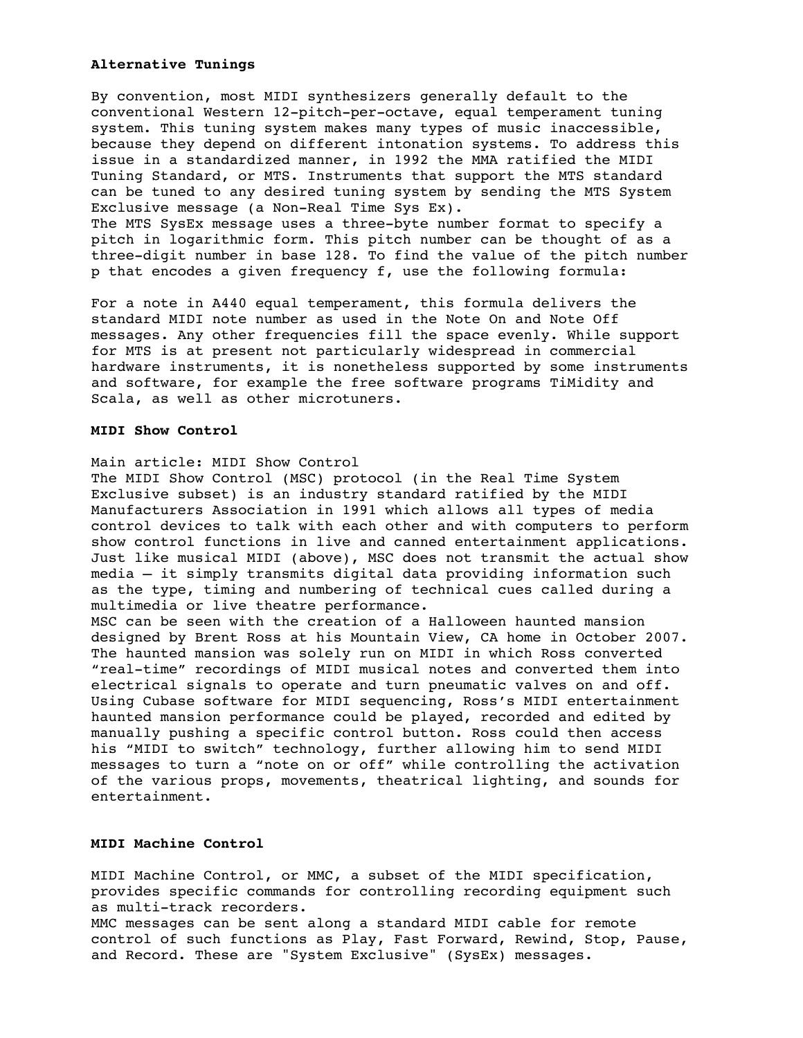### Alternative Tunings

By convention, most MIDI synthesizers generally default to the conventional Western 12-pitch-per-octave, equal temperament tuning system. This tuning system makes many types of music inaccessible, because they depend on different intonation systems. To address this issue in a standardized manner, in 1992 the MMA ratified the MIDI Tuning Standard, or MTS. Instruments that support the MTS standard can be tuned to any desired tuning system by sending the MTS System Exclusive message (a Non-Real Time Sys Ex).
The MTS SysEx message uses a three-byte number format to specify a pitch in logarithmic form. This pitch number can be thought of as a three-digit number in base 128. To find the value of the pitch number p that encodes a given frequency f, use the following formula:

For a note in A440 equal temperament, this formula delivers the standard MIDI note number as used in the Note On and Note Off messages. Any other frequencies fill the space evenly. While support for MTS is at present not particularly widespread in commercial hardware instruments, it is nonetheless supported by some instruments and software, for example the free software programs TiMidity and Scala, as well as other microtuners.

### MIDI Show Control

Main article: MIDI Show Control
The MIDI Show Control (MSC) protocol (in the Real Time System Exclusive subset) is an industry standard ratified by the MIDI Manufacturers Association in 1991 which allows all types of media control devices to talk with each other and with computers to perform show control functions in live and canned entertainment applications. Just like musical MIDI (above), MSC does not transmit the actual show media — it simply transmits digital data providing information such as the type, timing and numbering of technical cues called during a multimedia or live theatre performance.
MSC can be seen with the creation of a Halloween haunted mansion designed by Brent Ross at his Mountain View, CA home in October 2007. The haunted mansion was solely run on MIDI in which Ross converted "real-time" recordings of MIDI musical notes and converted them into electrical signals to operate and turn pneumatic valves on and off. Using Cubase software for MIDI sequencing, Ross's MIDI entertainment haunted mansion performance could be played, recorded and edited by manually pushing a specific control button. Ross could then access his "MIDI to switch" technology, further allowing him to send MIDI messages to turn a "note on or off" while controlling the activation of the various props, movements, theatrical lighting, and sounds for entertainment.

### MIDI Machine Control

MIDI Machine Control, or MMC, a subset of the MIDI specification, provides specific commands for controlling recording equipment such as multi-track recorders.
MMC messages can be sent along a standard MIDI cable for remote control of such functions as Play, Fast Forward, Rewind, Stop, Pause, and Record. These are "System Exclusive" (SysEx) messages.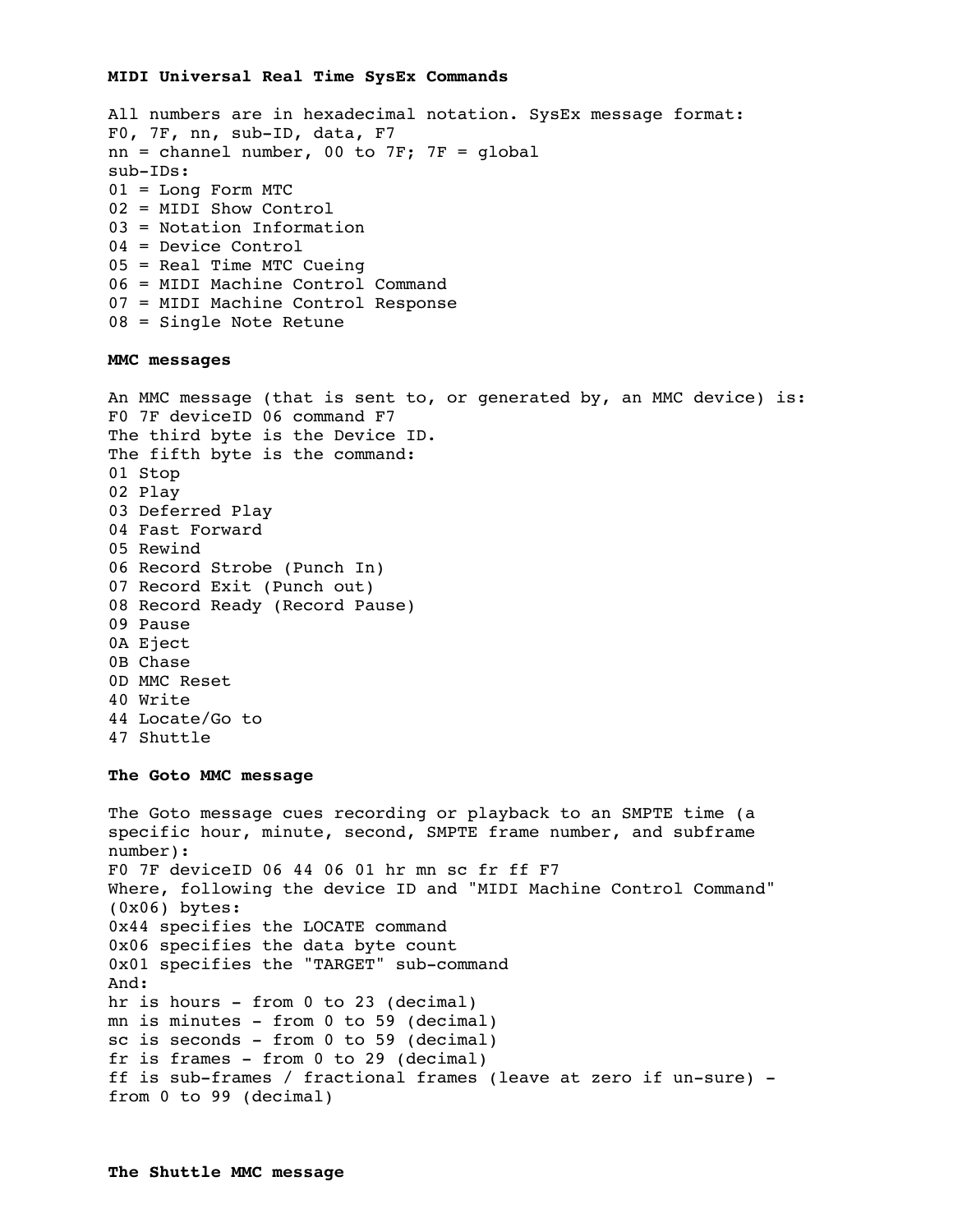**MIDI Universal Real Time SysEx Commands**

All numbers are in hexadecimal notation. SysEx message format:
F0, 7F, nn, sub-ID, data, F7
nn = channel number, 00 to 7F; 7F = global
sub-IDs:
01 = Long Form MTC
02 = MIDI Show Control
03 = Notation Information
04 = Device Control
05 = Real Time MTC Cueing
06 = MIDI Machine Control Command
07 = MIDI Machine Control Response
08 = Single Note Retune

**MMC messages**

An MMC message (that is sent to, or generated by, an MMC device) is:
F0 7F deviceID 06 command F7
The third byte is the Device ID.
The fifth byte is the command:
01 Stop
02 Play
03 Deferred Play
04 Fast Forward
05 Rewind
06 Record Strobe (Punch In)
07 Record Exit (Punch out)
08 Record Ready (Record Pause)
09 Pause
0A Eject
0B Chase
0D MMC Reset
40 Write
44 Locate/Go to
47 Shuttle

**The Goto MMC message**

The Goto message cues recording or playback to an SMPTE time (a specific hour, minute, second, SMPTE frame number, and subframe number):
F0 7F deviceID 06 44 06 01 hr mn sc fr ff F7
Where, following the device ID and "MIDI Machine Control Command" (0x06) bytes:
0x44 specifies the LOCATE command
0x06 specifies the data byte count
0x01 specifies the "TARGET" sub-command
And:
hr is hours - from 0 to 23 (decimal)
mn is minutes - from 0 to 59 (decimal)
sc is seconds - from 0 to 59 (decimal)
fr is frames - from 0 to 29 (decimal)
ff is sub-frames / fractional frames (leave at zero if un-sure) - from 0 to 99 (decimal)

**The Shuttle MMC message**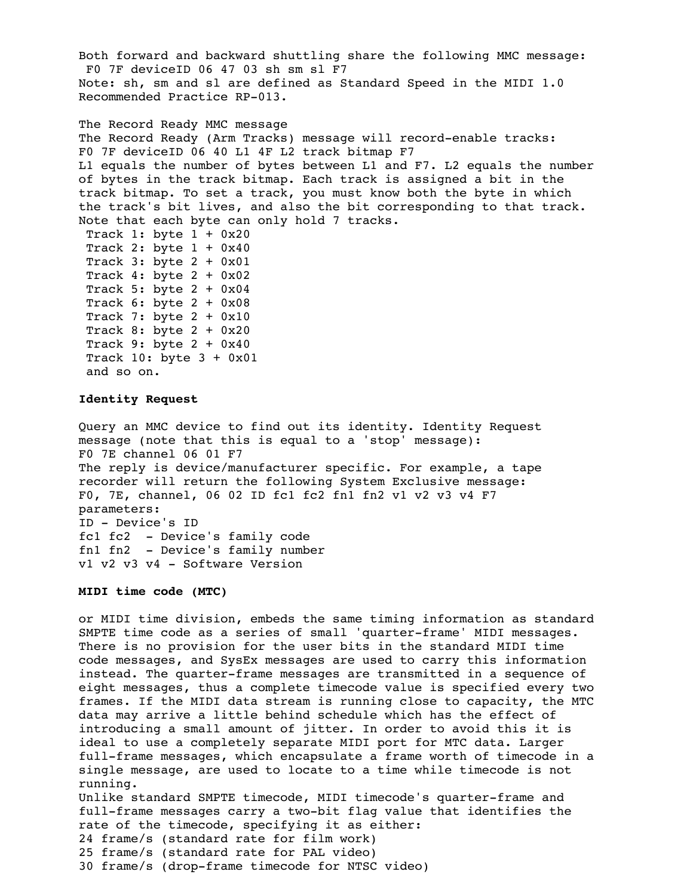Both forward and backward shuttling share the following MMC message:

```
 F0 7F deviceID 06 47 03 sh sm sl F7
```

Note: sh, sm and sl are defined as Standard Speed in the MIDI 1.0 Recommended Practice RP-013.

The Record Ready MMC message

The Record Ready (Arm Tracks) message will record-enable tracks:

```
F0 7F deviceID 06 40 L1 4F L2 track bitmap F7
```

L1 equals the number of bytes between L1 and F7. L2 equals the number of bytes in the track bitmap. Each track is assigned a bit in the track bitmap. To set a track, you must know both the byte in which the track's bit lives, and also the bit corresponding to that track. Note that each byte can only hold 7 tracks.

```
 Track 1: byte 1 + 0x20
 Track 2: byte 1 + 0x40
 Track 3: byte 2 + 0x01
 Track 4: byte 2 + 0x02
 Track 5: byte 2 + 0x04
 Track 6: byte 2 + 0x08
 Track 7: byte 2 + 0x10
 Track 8: byte 2 + 0x20
 Track 9: byte 2 + 0x40
 Track 10: byte 3 + 0x01
 and so on.
```

**Identity Request**

Query an MMC device to find out its identity. Identity Request message (note that this is equal to a 'stop' message):

```
F0 7E channel 06 01 F7
```

The reply is device/manufacturer specific. For example, a tape recorder will return the following System Exclusive message:

```
F0, 7E, channel, 06 02 ID fc1 fc2 fn1 fn2 v1 v2 v3 v4 F7
```

parameters:

ID - Device's ID

fc1 fc2 - Device's family code

fn1 fn2 - Device's family number

v1 v2 v3 v4 - Software Version

**MIDI time code (MTC)**

or MIDI time division, embeds the same timing information as standard SMPTE time code as a series of small 'quarter-frame' MIDI messages. There is no provision for the user bits in the standard MIDI time code messages, and SysEx messages are used to carry this information instead. The quarter-frame messages are transmitted in a sequence of eight messages, thus a complete timecode value is specified every two frames. If the MIDI data stream is running close to capacity, the MTC data may arrive a little behind schedule which has the effect of introducing a small amount of jitter. In order to avoid this it is ideal to use a completely separate MIDI port for MTC data. Larger full-frame messages, which encapsulate a frame worth of timecode in a single message, are used to locate to a time while timecode is not running.

Unlike standard SMPTE timecode, MIDI timecode's quarter-frame and full-frame messages carry a two-bit flag value that identifies the rate of the timecode, specifying it as either:

24 frame/s (standard rate for film work)

25 frame/s (standard rate for PAL video)

30 frame/s (drop-frame timecode for NTSC video)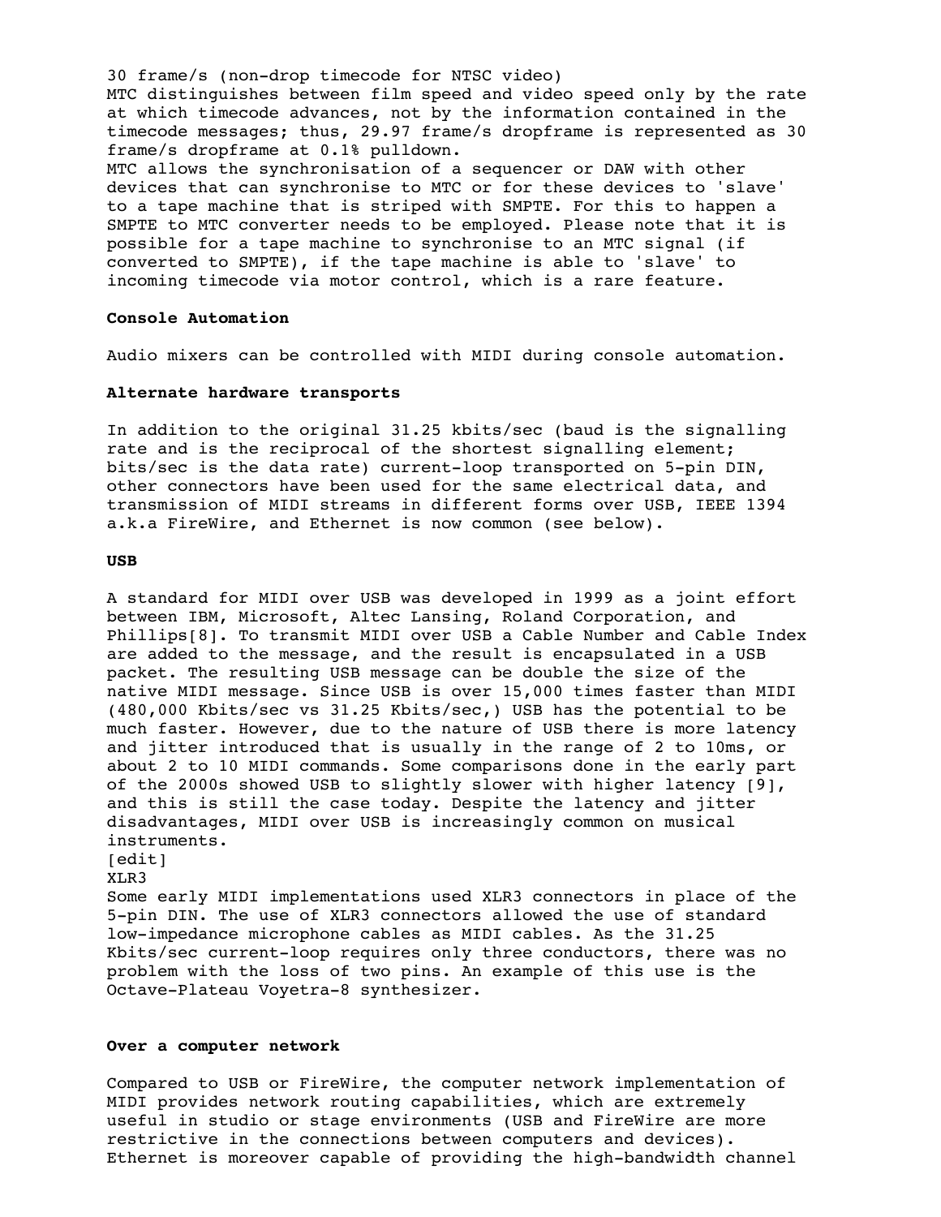30 frame/s (non-drop timecode for NTSC video)
MTC distinguishes between film speed and video speed only by the rate at which timecode advances, not by the information contained in the timecode messages; thus, 29.97 frame/s dropframe is represented as 30 frame/s dropframe at 0.1% pulldown.
MTC allows the synchronisation of a sequencer or DAW with other devices that can synchronise to MTC or for these devices to 'slave' to a tape machine that is striped with SMPTE. For this to happen a SMPTE to MTC converter needs to be employed. Please note that it is possible for a tape machine to synchronise to an MTC signal (if converted to SMPTE), if the tape machine is able to 'slave' to incoming timecode via motor control, which is a rare feature.

**Console Automation**

Audio mixers can be controlled with MIDI during console automation.

**Alternate hardware transports**

In addition to the original 31.25 kbits/sec (baud is the signalling rate and is the reciprocal of the shortest signalling element; bits/sec is the data rate) current-loop transported on 5-pin DIN, other connectors have been used for the same electrical data, and transmission of MIDI streams in different forms over USB, IEEE 1394 a.k.a FireWire, and Ethernet is now common (see below).

**USB**

A standard for MIDI over USB was developed in 1999 as a joint effort between IBM, Microsoft, Altec Lansing, Roland Corporation, and Phillips[8]. To transmit MIDI over USB a Cable Number and Cable Index are added to the message, and the result is encapsulated in a USB packet. The resulting USB message can be double the size of the native MIDI message. Since USB is over 15,000 times faster than MIDI (480,000 Kbits/sec vs 31.25 Kbits/sec,) USB has the potential to be much faster. However, due to the nature of USB there is more latency and jitter introduced that is usually in the range of 2 to 10ms, or about 2 to 10 MIDI commands. Some comparisons done in the early part of the 2000s showed USB to slightly slower with higher latency [9], and this is still the case today. Despite the latency and jitter disadvantages, MIDI over USB is increasingly common on musical instruments.
[edit]
XLR3
Some early MIDI implementations used XLR3 connectors in place of the 5-pin DIN. The use of XLR3 connectors allowed the use of standard low-impedance microphone cables as MIDI cables. As the 31.25 Kbits/sec current-loop requires only three conductors, there was no problem with the loss of two pins. An example of this use is the Octave-Plateau Voyetra-8 synthesizer.

**Over a computer network**

Compared to USB or FireWire, the computer network implementation of MIDI provides network routing capabilities, which are extremely useful in studio or stage environments (USB and FireWire are more restrictive in the connections between computers and devices). Ethernet is moreover capable of providing the high-bandwidth channel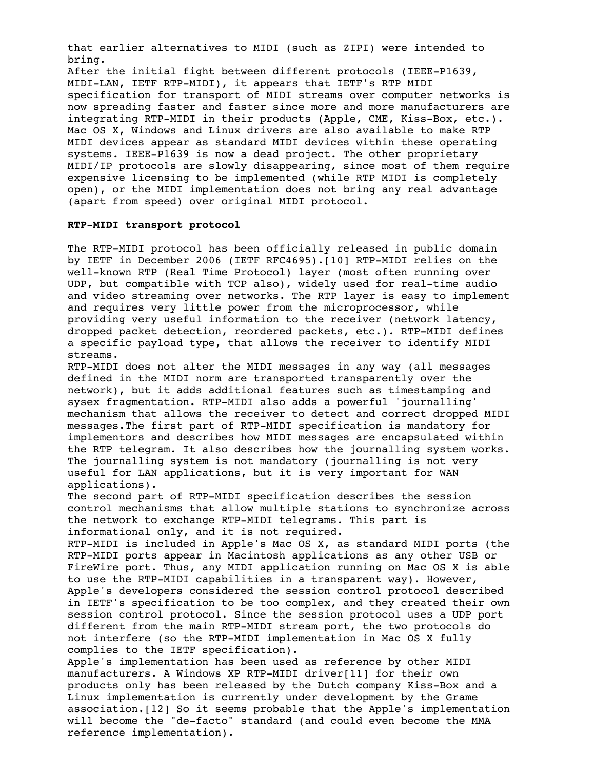that earlier alternatives to MIDI (such as ZIPI) were intended to bring.

After the initial fight between different protocols (IEEE-P1639, MIDI-LAN, IETF RTP-MIDI), it appears that IETF's RTP MIDI specification for transport of MIDI streams over computer networks is now spreading faster and faster since more and more manufacturers are integrating RTP-MIDI in their products (Apple, CME, Kiss-Box, etc.). Mac OS X, Windows and Linux drivers are also available to make RTP MIDI devices appear as standard MIDI devices within these operating systems. IEEE-P1639 is now a dead project. The other proprietary MIDI/IP protocols are slowly disappearing, since most of them require expensive licensing to be implemented (while RTP MIDI is completely open), or the MIDI implementation does not bring any real advantage (apart from speed) over original MIDI protocol.

**RTP-MIDI transport protocol**

The RTP-MIDI protocol has been officially released in public domain by IETF in December 2006 (IETF RFC4695).[10] RTP-MIDI relies on the well-known RTP (Real Time Protocol) layer (most often running over UDP, but compatible with TCP also), widely used for real-time audio and video streaming over networks. The RTP layer is easy to implement and requires very little power from the microprocessor, while providing very useful information to the receiver (network latency, dropped packet detection, reordered packets, etc.). RTP-MIDI defines a specific payload type, that allows the receiver to identify MIDI streams.

RTP-MIDI does not alter the MIDI messages in any way (all messages defined in the MIDI norm are transported transparently over the network), but it adds additional features such as timestamping and sysex fragmentation. RTP-MIDI also adds a powerful 'journalling' mechanism that allows the receiver to detect and correct dropped MIDI messages.The first part of RTP-MIDI specification is mandatory for implementors and describes how MIDI messages are encapsulated within the RTP telegram. It also describes how the journalling system works. The journalling system is not mandatory (journalling is not very useful for LAN applications, but it is very important for WAN applications).

The second part of RTP-MIDI specification describes the session control mechanisms that allow multiple stations to synchronize across the network to exchange RTP-MIDI telegrams. This part is informational only, and it is not required.

RTP-MIDI is included in Apple's Mac OS X, as standard MIDI ports (the RTP-MIDI ports appear in Macintosh applications as any other USB or FireWire port. Thus, any MIDI application running on Mac OS X is able to use the RTP-MIDI capabilities in a transparent way). However, Apple's developers considered the session control protocol described in IETF's specification to be too complex, and they created their own session control protocol. Since the session protocol uses a UDP port different from the main RTP-MIDI stream port, the two protocols do not interfere (so the RTP-MIDI implementation in Mac OS X fully complies to the IETF specification).

Apple's implementation has been used as reference by other MIDI manufacturers. A Windows XP RTP-MIDI driver[11] for their own products only has been released by the Dutch company Kiss-Box and a Linux implementation is currently under development by the Grame association.[12] So it seems probable that the Apple's implementation will become the "de-facto" standard (and could even become the MMA reference implementation).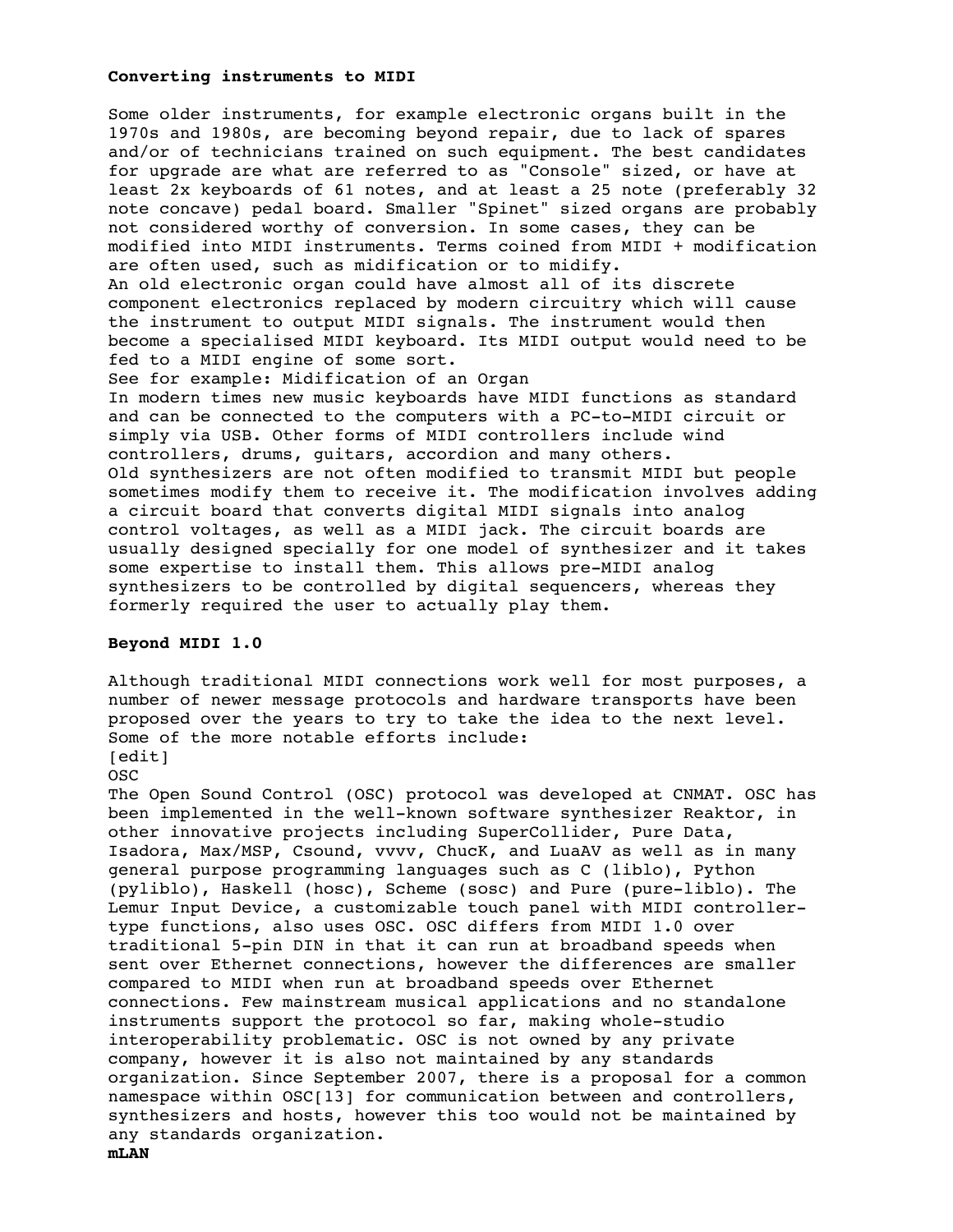**Converting instruments to MIDI**

Some older instruments, for example electronic organs built in the 1970s and 1980s, are becoming beyond repair, due to lack of spares and/or of technicians trained on such equipment. The best candidates for upgrade are what are referred to as "Console" sized, or have at least 2x keyboards of 61 notes, and at least a 25 note (preferably 32 note concave) pedal board. Smaller "Spinet" sized organs are probably not considered worthy of conversion. In some cases, they can be modified into MIDI instruments. Terms coined from MIDI + modification are often used, such as midification or to midify.
An old electronic organ could have almost all of its discrete component electronics replaced by modern circuitry which will cause the instrument to output MIDI signals. The instrument would then become a specialised MIDI keyboard. Its MIDI output would need to be fed to a MIDI engine of some sort.
See for example: Midification of an Organ
In modern times new music keyboards have MIDI functions as standard and can be connected to the computers with a PC-to-MIDI circuit or simply via USB. Other forms of MIDI controllers include wind controllers, drums, guitars, accordion and many others.
Old synthesizers are not often modified to transmit MIDI but people sometimes modify them to receive it. The modification involves adding a circuit board that converts digital MIDI signals into analog control voltages, as well as a MIDI jack. The circuit boards are usually designed specially for one model of synthesizer and it takes some expertise to install them. This allows pre-MIDI analog synthesizers to be controlled by digital sequencers, whereas they formerly required the user to actually play them.

**Beyond MIDI 1.0**

Although traditional MIDI connections work well for most purposes, a number of newer message protocols and hardware transports have been proposed over the years to try to take the idea to the next level. Some of the more notable efforts include:
[edit]
OSC
The Open Sound Control (OSC) protocol was developed at CNMAT. OSC has been implemented in the well-known software synthesizer Reaktor, in other innovative projects including SuperCollider, Pure Data, Isadora, Max/MSP, Csound, vvvv, ChucK, and LuaAV as well as in many general purpose programming languages such as C (liblo), Python (pyliblo), Haskell (hosc), Scheme (sosc) and Pure (pure-liblo). The Lemur Input Device, a customizable touch panel with MIDI controller-type functions, also uses OSC. OSC differs from MIDI 1.0 over traditional 5-pin DIN in that it can run at broadband speeds when sent over Ethernet connections, however the differences are smaller compared to MIDI when run at broadband speeds over Ethernet connections. Few mainstream musical applications and no standalone instruments support the protocol so far, making whole-studio interoperability problematic. OSC is not owned by any private company, however it is also not maintained by any standards organization. Since September 2007, there is a proposal for a common namespace within OSC[13] for communication between and controllers, synthesizers and hosts, however this too would not be maintained by any standards organization.

**mLAN**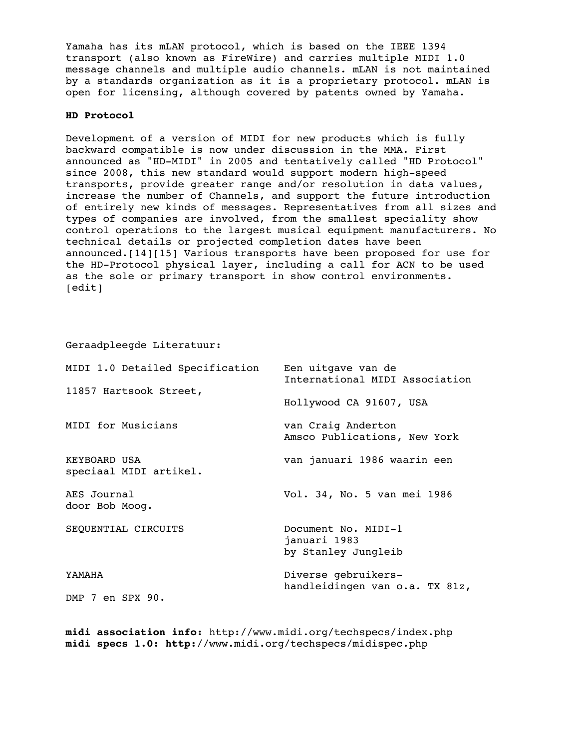Yamaha has its mLAN protocol, which is based on the IEEE 1394 transport (also known as FireWire) and carries multiple MIDI 1.0 message channels and multiple audio channels. mLAN is not maintained by a standards organization as it is a proprietary protocol. mLAN is open for licensing, although covered by patents owned by Yamaha.

**HD Protocol**

Development of a version of MIDI for new products which is fully backward compatible is now under discussion in the MMA. First announced as "HD-MIDI" in 2005 and tentatively called "HD Protocol" since 2008, this new standard would support modern high-speed transports, provide greater range and/or resolution in data values, increase the number of Channels, and support the future introduction of entirely new kinds of messages. Representatives from all sizes and types of companies are involved, from the smallest speciality show control operations to the largest musical equipment manufacturers. No technical details or projected completion dates have been announced.[14][15] Various transports have been proposed for use for the HD-Protocol physical layer, including a call for ACN to be used as the sole or primary transport in show control environments. [edit]

Geraadpleegde Literatuur:

| | |
|---|---|
| MIDI 1.0 Detailed Specification | Een uitgave van de International MIDI Association |
| 11857 Hartsook Street, | Hollywood CA 91607, USA |
| MIDI for Musicians | van Craig Anderton Amsco Publications, New York |
| KEYBOARD USA speciaal MIDI artikel. | van januari 1986 waarin een |
| AES Journal door Bob Moog. | Vol. 34, No. 5 van mei 1986 |
| SEQUENTIAL CIRCUITS | Document No. MIDI-1 januari 1983 by Stanley Jungleib |
| YAMAHA DMP 7 en SPX 90. | Diverse gebruikers-handleidingen van o.a. TX 81z, |

**midi association info:** http://www.midi.org/techspecs/index.php
**midi specs 1.0: http:**//www.midi.org/techspecs/midispec.php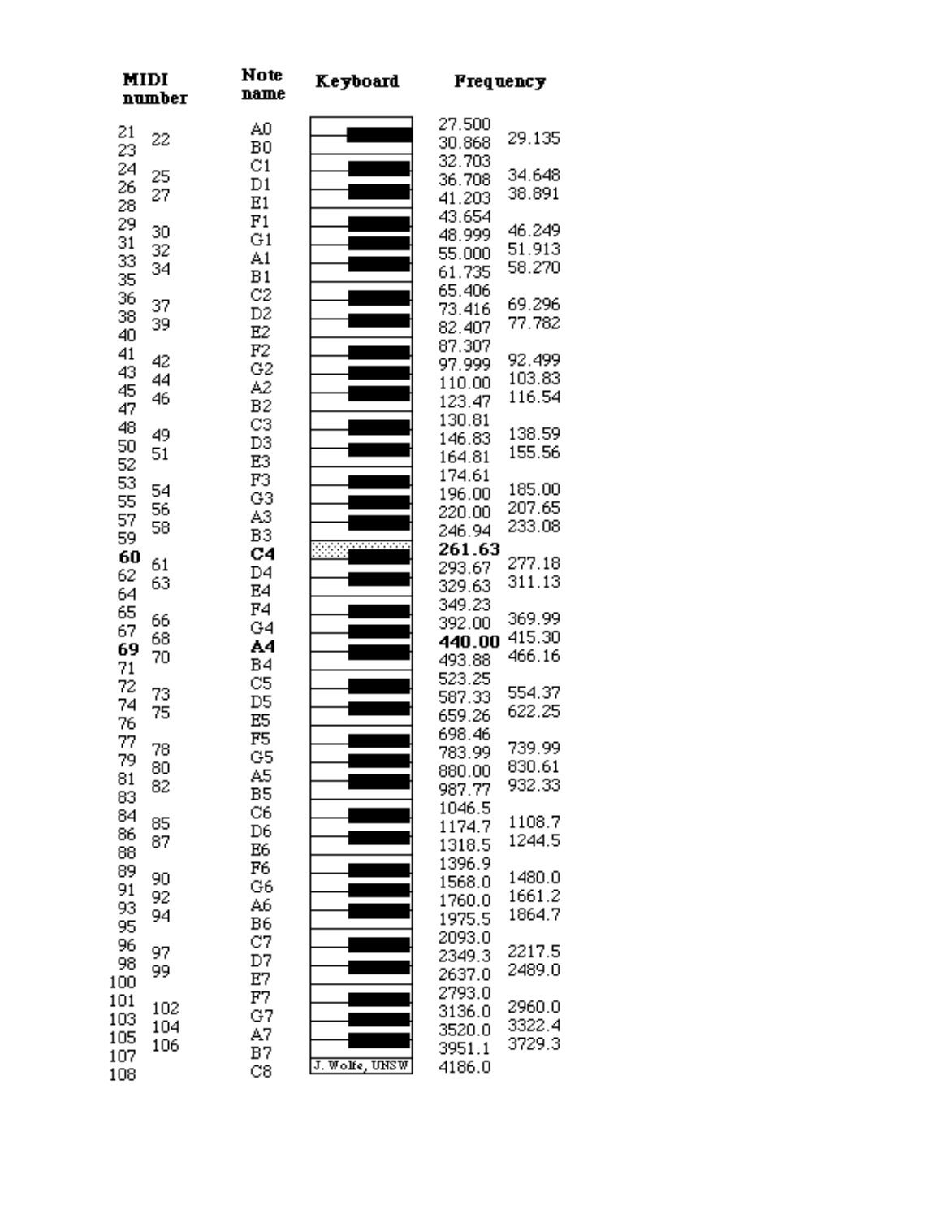| MIDI number | | Note name | Frequency | |
|---|---|---|---|---|
| 21 | 22 | A0 | 27.500 | 29.135 |
| 23 | | B0 | 30.868 | |
| 24 | 25 | C1 | 32.703 | 34.648 |
| 26 | 27 | D1 | 36.708 | 38.891 |
| 28 | | E1 | 41.203 | |
| 29 | 30 | F1 | 43.654 | 46.249 |
| 31 | 32 | G1 | 48.999 | 51.913 |
| 33 | 34 | A1 | 55.000 | 58.270 |
| 35 | | B1 | 61.735 | |
| 36 | 37 | C2 | 65.406 | 69.296 |
| 38 | 39 | D2 | 73.416 | 77.782 |
| 40 | | E2 | 82.407 | |
| 41 | 42 | F2 | 87.307 | 92.499 |
| 43 | 44 | G2 | 97.999 | 103.83 |
| 45 | 46 | A2 | 110.00 | 116.54 |
| 47 | | B2 | 123.47 | |
| 48 | 49 | C3 | 130.81 | 138.59 |
| 50 | 51 | D3 | 146.83 | 155.56 |
| 52 | | E3 | 164.81 | |
| 53 | 54 | F3 | 174.61 | 185.00 |
| 55 | 56 | G3 | 196.00 | 207.65 |
| 57 | 58 | A3 | 220.00 | 233.08 |
| 59 | | B3 | 246.94 | |
| **60** | 61 | **C4** | **261.63** | 277.18 |
| 62 | 63 | D4 | 293.67 | 311.13 |
| 64 | | E4 | 329.63 | |
| 65 | 66 | F4 | 349.23 | 369.99 |
| 67 | 68 | G4 | 392.00 | 415.30 |
| **69** | 70 | **A4** | **440.00** | 466.16 |
| 71 | | B4 | 493.88 | |
| 72 | 73 | C5 | 523.25 | 554.37 |
| 74 | 75 | D5 | 587.33 | 622.25 |
| 76 | | E5 | 659.26 | |
| 77 | 78 | F5 | 698.46 | 739.99 |
| 79 | 80 | G5 | 783.99 | 830.61 |
| 81 | 82 | A5 | 880.00 | 932.33 |
| 83 | | B5 | 987.77 | |
| 84 | 85 | C6 | 1046.5 | 1108.7 |
| 86 | 87 | D6 | 1174.7 | 1244.5 |
| 88 | | E6 | 1318.5 | |
| 89 | 90 | F6 | 1396.9 | 1480.0 |
| 91 | 92 | G6 | 1568.0 | 1661.2 |
| 93 | 94 | A6 | 1760.0 | 1864.7 |
| 95 | | B6 | 1975.5 | |
| 96 | 97 | C7 | 2093.0 | 2217.5 |
| 98 | 99 | D7 | 2349.3 | 2489.0 |
| 100 | | E7 | 2637.0 | |
| 101 | 102 | F7 | 2793.0 | 2960.0 |
| 103 | 104 | G7 | 3136.0 | 3322.4 |
| 105 | 106 | A7 | 3520.0 | 3729.3 |
| 107 | | B7 | 3951.1 | |
| 108 | | C8 | 4186.0 | |

Keyboard

J. Wolfe, UNSW